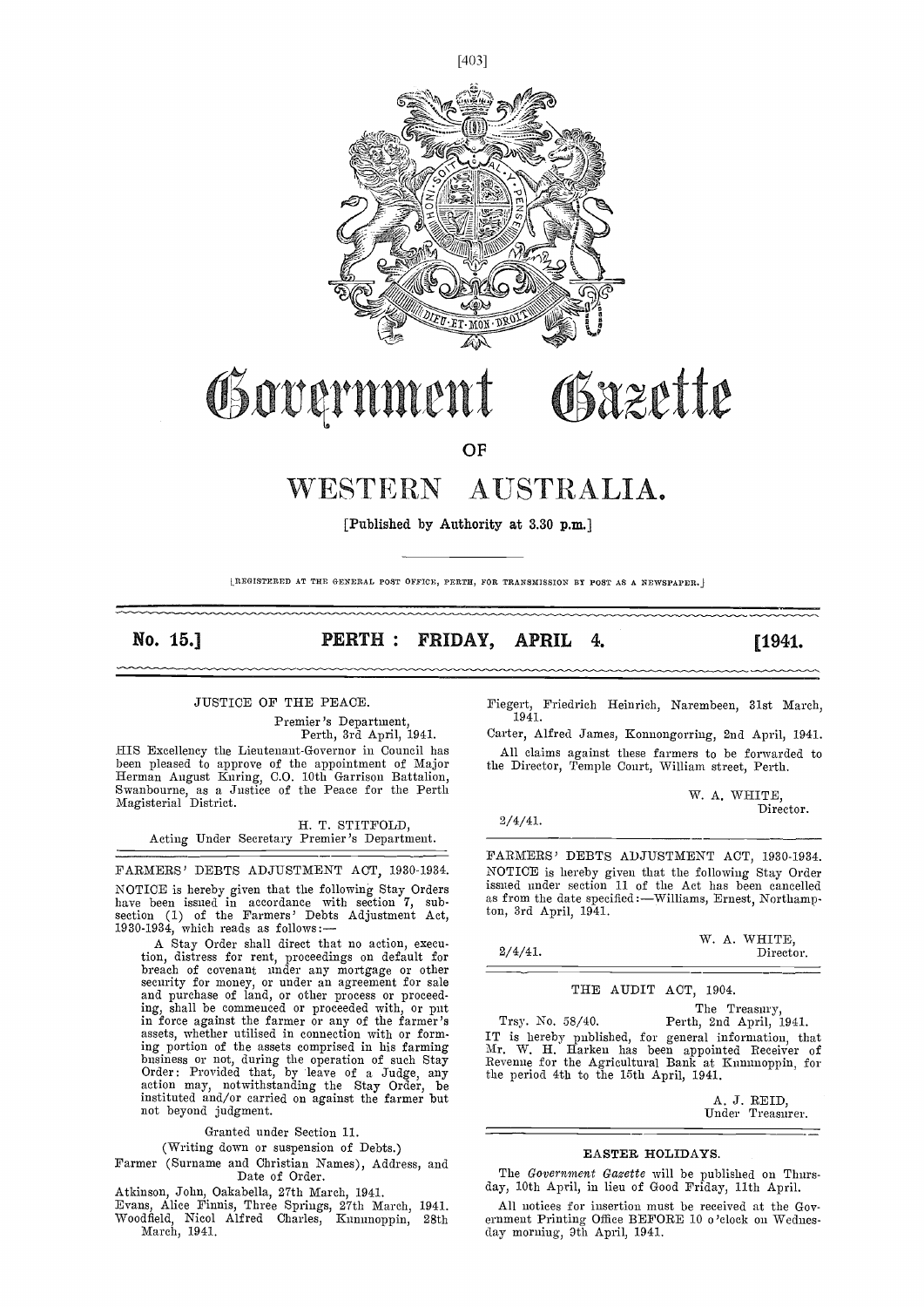# Government Gazette

## OF

# WESTERN AUSTRALIA.

[Published by Authority at 3.30 p.m.]

[REGISTERED AT THE GENERAL POST OFFICE, PERTH, FOR TRANSMISSION BY POST AS A NEWSPAPER.]

**No. 15.] PERTH: FRIDAY, APRIL 4. [1941.**

---

### JUSTICE OF THE PEACE.

Premier's Department,
Perth, 3rd April, 1941.

HIS Excellency the Lieutenant-Governor in Council has been pleased to approve of the appointment of Major Herman August Kuring, C.O. 10th Garrison Battalion, Swanbourne, as a Justice of the Peace for the Perth Magisterial District.

H. T. STITFOLD,
Acting Under Secretary Premier's Department.

---

### FARMERS' DEBTS ADJUSTMENT ACT, 1930-1934.

NOTICE is hereby given that the following Stay Orders have been issued in accordance with section 7, subsection (1) of the Farmers' Debts Adjustment Act, 1930-1934, which reads as follows:—

> A Stay Order shall direct that no action, execution, distress for rent, proceedings on default for breach of covenant under any mortgage or other security for money, or under an agreement for sale and purchase of land, or other process or proceeding, shall be commenced or proceeded with, or put in force against the farmer or any of the farmer's assets, whether utilised in connection with or forming portion of the assets comprised in his farming business or not, during the operation of such Stay Order: Provided that, by leave of a Judge, any action may, notwithstanding the Stay Order, be instituted and/or carried on against the farmer but not beyond judgment.

Granted under Section 11.

(Writing down or suspension of Debts.)

Farmer (Surname and Christian Names), Address, and Date of Order.

Atkinson, John, Oakabella, 27th March, 1941.
Evans, Alice Finnis, Three Springs, 27th March, 1941.
Woodfield, Nicol Alfred Charles, Kununoppin, 28th March, 1941.
Fiegert, Friedrich Heinrich, Narembeen, 31st March, 1941.
Carter, Alfred James, Konnongorring, 2nd April, 1941.

All claims against these farmers to be forwarded to the Director, Temple Court, William street, Perth.

W. A. WHITE,
Director.

2/4/41.

---

### FARMERS' DEBTS ADJUSTMENT ACT, 1930-1934.

NOTICE is hereby given that the following Stay Order issued under section 11 of the Act has been cancelled as from the date specified:—Williams, Ernest, Northampton, 3rd April, 1941.

W. A. WHITE,
Director.

2/4/41.

---

### THE AUDIT ACT, 1904.

The Treasury,
Trsy. No. 58/40. Perth, 2nd April, 1941.

IT is hereby published, for general information, that Mr. W. H. Harken has been appointed Receiver of Revenue for the Agricultural Bank at Kununoppin, for the period 4th to the 15th April, 1941.

A. J. REID,
Under Treasurer.

---

### EASTER HOLIDAYS.

The *Government Gazette* will be published on Thursday, 10th April, in lieu of Good Friday, 11th April.

All notices for insertion must be received at the Government Printing Office BEFORE 10 o'clock on Wednesday morning, 9th April, 1941.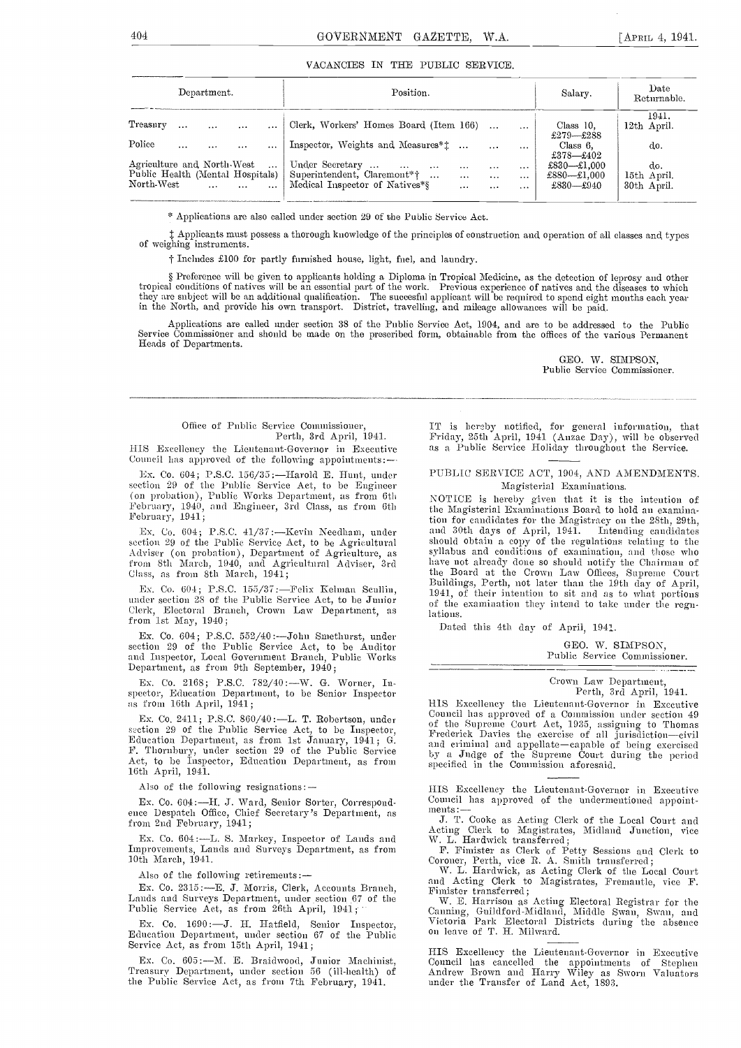## VACANCIES IN THE PUBLIC SERVICE.

| Department. | Position. | Salary. | Date Returnable. |
|---|---|---|---|
| | | | 1941. |
| Treasury | Clerk, Workers' Homes Board (Item 166) | Class 10, £279—£288 | 12th April. |
| Police | Inspector, Weights and Measures*‡ | Class 6, £378—£402 | do. |
| Agriculture and North-West | Under Secretary | £830—£1,000 | do. |
| Public Health (Mental Hospitals) | Superintendent, Claremont*† | £880—£1,000 | 15th April. |
| North-West | Medical Inspector of Natives*§ | £830—£940 | 30th April. |

\* Applications are also called under section 29 of the Public Service Act.

‡ Applicants must possess a thorough knowledge of the principles of construction and operation of all classes and types of weighing instruments.

† Includes £100 for partly furnished house, light, fuel, and laundry.

§ Preference will be given to applicants holding a Diploma in Tropical Medicine, as the detection of leprosy and other tropical conditions of natives will be an essential part of the work. Previous experience of natives and the diseases to which they are subject will be an additional qualification. The succesful applicant will be required to spend eight months each year in the North, and provide his own transport. District, travelling, and mileage allowances will be paid.

Applications are called under section 38 of the Public Service Act, 1904, and are to be addressed to the Public Service Commissioner and should be made on the prescribed form, obtainable from the offices of the various Permanent Heads of Departments.

GEO. W. SIMPSON,
Public Service Commissioner.

---

Office of Public Service Commissioner,
Perth, 3rd April, 1941.

HIS Excellency the Lieutenant-Governor in Executive Council has approved of the following appointments:—

Ex. Co. 604; P.S.C. 156/35:—Harold E. Hunt, under section 29 of the Public Service Act, to be Engineer (on probation), Public Works Department, as from 6th February, 1940, and Engineer, 3rd Class, as from 6th February, 1941;

Ex. Co. 604; P.S.C. 41/37:—Kevin Needham, under section 29 of the Public Service Act, to be Agricultural Adviser (on probation), Department of Agriculture, as from 8th March, 1940, and Agricultural Adviser, 3rd Class, as from 8th March, 1941;

Ex. Co. 604; P.S.C. 155/37:—Felix Kelman Scullin, under section 28 of the Public Service Act, to be Junior Clerk, Electoral Branch, Crown Law Department, as from 1st May, 1940;

Ex. Co. 604; P.S.C. 552/40:—John Smethurst, under section 29 of the Public Service Act, to be Auditor and Inspector, Local Government Branch, Public Works Department, as from 9th September, 1940;

Ex. Co. 2168; P.S.C. 782/40:—W. G. Worner, Inspector, Education Department, to be Senior Inspector as from 16th April, 1941;

Ex. Co. 2411; P.S.C. 860/40:—L. T. Robertson, under section 29 of the Public Service Act, to be Inspector, Education Department, as from 1st January, 1941; G. F. Thornbury, under section 29 of the Public Service Act, to be Inspector, Education Department, as from 16th April, 1941.

Also of the following resignations:—

Ex. Co. 604:—H. J. Ward, Senior Sorter, Correspondence Despatch Office, Chief Secretary's Department, as from 2nd February, 1941;

Ex. Co. 604:—L. S. Markey, Inspector of Lands and Improvements, Lands and Surveys Department, as from 10th March, 1941.

Also of the following retirements:—

Ex. Co. 2315:—E. J. Morris, Clerk, Accounts Branch, Lands and Surveys Department, under section 67 of the Public Service Act, as from 26th April, 1941;

Ex. Co. 1690:—J. H. Hatfield, Senior Inspector, Education Department, under section 67 of the Public Service Act, as from 15th April, 1941;

Ex. Co. 605:—M. E. Braidwood, Junior Machinist, Treasury Department, under section 56 (ill-health) of the Public Service Act, as from 7th February, 1941.

---

IT is hereby notified, for general information, that Friday, 25th April, 1941 (Anzac Day), will be observed as a Public Service Holiday throughout the Service.

---

PUBLIC SERVICE ACT, 1904, AND AMENDMENTS.
Magisterial Examinations.

NOTICE is hereby given that it is the intention of the Magisterial Examinations Board to hold an examination for candidates for the Magistracy on the 28th, 29th, and 30th days of April, 1941. Intending candidates should obtain a copy of the regulations relating to the syllabus and conditions of examination, and those who have not already done so should notify the Chairman of the Board at the Crown Law Offices, Supreme Court Buildings, Perth, not later than the 19th day of April, 1941, of their intention to sit and as to what portions of the examination they intend to take under the regulations.

Dated this 4th day of April, 1941.

GEO. W. SIMPSON,
Public Service Commissioner.

---

Crown Law Department,
Perth, 3rd April, 1941.

HIS Excellency the Lieutenant-Governor in Executive Council has approved of a Commission under section 49 of the Supreme Court Act, 1935, assigning to Thomas Frederick Davies the exercise of all jurisdiction—civil and criminal and appellate—capable of being exercised by a Judge of the Supreme Court during the period specified in the Commission aforesaid.

---

HIS Excellency the Lieutenant-Governor in Executive Council has approved of the undermentioned appointments:—

J. T. Cooke as Acting Clerk of the Local Court and Acting Clerk to Magistrates, Midland Junction, vice W. L. Hardwick transferred;

F. Fimister as Clerk of Petty Sessions and Clerk to Coroner, Perth, vice R. A. Smith transferred;

W. L. Hardwick, as Acting Clerk of the Local Court and Acting Clerk to Magistrates, Fremantle, vice F. Fimister transferred;

W. E. Harrison as Acting Electoral Registrar for the Canning, Guildford-Midland, Middle Swan, Swan, and Victoria Park Electoral Districts during the absence on leave of T. H. Milward.

---

HIS Excellency the Lieutenant-Governor in Executive Council has cancelled the appointments of Stephen Andrew Brown and Harry Wiley as Sworn Valuators under the Transfer of Land Act, 1893.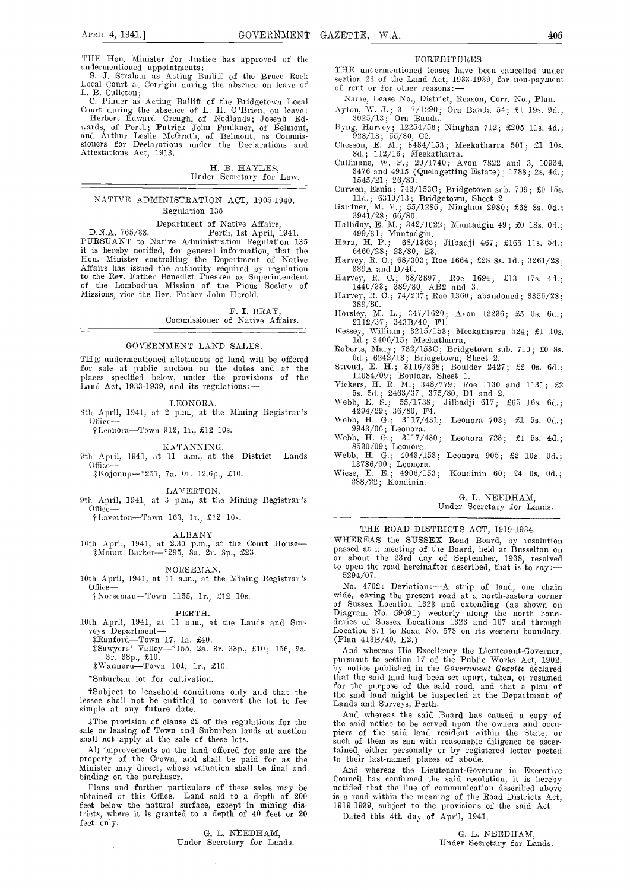THE Hon. Minister for Justice has approved of the undermentioned appointments:—

S. J. Strahan as Acting Bailiff of the Bruce Rock Local Court at Corrigin during the absence on leave of L. B. Culleton;

C. Pinner as Acting Bailiff of the Bridgetown Local Court during the absence of L. H. O'Brien, on leave;

Herbert Edward Creagh, of Nedlands; Joseph Edwards, of Perth; Patrick John Faulkner, of Belmont, and Arthur Leslie McGrath, of Belmont, as Commissioners for Declarations under the Declarations and Attestations Act, 1913.

H. B. HAYLES,
Under Secretary for Law.

---

## NATIVE ADMINISTRATION ACT, 1905-1940.

Regulation 135.

Department of Native Affairs,
D.N.A. 765/38. Perth, 1st April, 1941.

PURSUANT to Native Administration Regulation 135 it is hereby notified, for general information, that the Hon. Minister controlling the Department of Native Affairs has issued the authority required by regulation to the Rev. Father Benedict Puesken as Superintendent of the Lombadina Mission of the Pious Society of Missions, vice the Rev. Father John Herold.

F. I. BRAY,
Commissioner of Native Affairs.

---

## GOVERNMENT LAND SALES.

THE undermentioned allotments of land will be offered for sale at public auction on the dates and at the places specified below, under the provisions of the Land Act, 1933-1939, and its regulations:—

LEONORA.

8th April, 1941, at 2 p.m., at the Mining Registrar's Office—

†Leonora—Town 912, 1r., £12 10s.

KATANNING.

9th April, 1941, at 11 a.m., at the District Lands Office—

‡Kojonup—*251, 7a. 0r. 12.6p., £10.

LAVERTON.

9th April, 1941, at 3 p.m., at the Mining Registrar's Office—

†Laverton—Town 163, 1r., £12 10s.

ALBANY

10th April, 1941, at 2.30 p.m., at the Court House—

‡Mount Barker—*295, 8a. 2r. 8p., £23.

NORSEMAN.

10th April, 1941, at 11 a.m., at the Mining Registrar's Office—

†Norseman—Town 1155, 1r., £12 10s.

PERTH.

10th April, 1941, at 11 a.m., at the Lands and Surveys Department—

‡Ranford—Town 17, 1a. £40.

‡Sawyers' Valley—*155, 2a. 3r. 33p., £10; 156, 2a. 3r. 38p., £10.

‡Wanneru—Town 101, 1r., £10.

*Suburban lot for cultivation.

†Subject to leasehold conditions only and that the lessee shall not be entitled to convert the lot to fee simple at any future date.

‡The provision of clause 22 of the regulations for the sale or leasing of Town and Suburban lands at auction shall not apply at the sale of these lots.

All improvements on the land offered for sale are the property of the Crown, and shall be paid for as the Minister may direct, whose valuation shall be final and binding on the purchaser.

Plans and further particulars of these sales may be obtained at this Office. Land sold to a depth of 200 feet below the natural surface, except in mining districts, where it is granted to a depth of 40 feet or 20 feet only.

G. L. NEEDHAM,
Under Secretary for Lands.

---

## FORFEITURES.

THE undermentioned leases have been cancelled under section 23 of the Land Act, 1933-1939, for non-payment of rent or for other reasons:—

Name, Lease No., District, Reason, Corr. No., Plan.

Ayton, W. J.; 3117/1290; Ora Banda 54; £1 19s. 9d.; 3025/13; Ora Banda.

Byng, Harvey; 12254/56; Ninghan 712; £205 11s. 4d.; 928/18; 55/80, C2.

Chesson, E. M.; 3434/153; Meekatharra 501; £1 10s. 8d.; 112/16; Meekatharra.

Cullinane, W. P.; 20/1740; Avon 7822 and 3, 10934, 3476 and 4915 (Quelagetting Estate); 1788; 2s. 4d.; 1545/21; 26/80.

Curwen, Esnia; 743/153C; Bridgetown sub. 709; £0 15s. 11d.; 6310/13; Bridgetown, Sheet 2.

Gardner, M. V.; 55/1285; Ninghan 2980; £68 8s. 0d.; 3941/28; 66/80.

Halliday, E. M.; 342/1022; Muntadgin 49; £0 18s. 0d.; 499/31; Muntadgin.

Harn, H. P.; 68/1365; Jilbadji 467; £165 11s. 5d.; 6460/28; 23/80, E3.

Harvey, R. C.; 68/303; Roe 1664; £28 8s. 1d.; 3261/28; 389A and D/40.

Harvey, R. C.; 68/3897; Roe 1694; £13 17s. 4d.; 1440/33; 389/80, AB2 and 3.

Harvey, R. C.; 74/237; Roe 1360; abandoned; 3356/28; 389/80.

Horsley, M. L.; 347/1620; Avon 12236; £5 0s. 6d.; 2112/37; 343B/40, F1.

Kessey, William; 3215/153; Meekatharra 524; £1 10s. 1d.; 3406/15; Meekatharra.

Roberts, Mary; 732/153C; Bridgetown sub. 710; £0 8s. 0d.; 6242/13; Bridgetown, Sheet 2.

Stroud, E. H.; 3116/868; Boulder 2427; £2 0s. 6d.; 11084/09; Boulder, Sheet 1.

Vickers, H. R. M.; 348/779; Roe 1130 and 1131; £2 5s. 5d.; 2463/37; 375/80, D1 and 2.

Webb, E. S.; 55/1738; Jilbadji 617; £65 16s. 6d.; 4294/29; 36/80, F4.

Webb, H. G.; 3117/431; Leonora 703; £1 5s. 0d.; 9943/06; Leonora.

Webb, H. G.; 3117/430; Leonora 723; £1 5s. 4d.; 8530/09; Leonora.

Webb, H. G.; 4043/153; Leonora 905; £2 10s. 0d.; 13786/00; Leonora.

Wiese, E. E.; 4906/153; Kondinin 60; £4 0s. 0d.; 288/22; Kondinin.

G. L. NEEDHAM,
Under Secretary for Lands.

---

## THE ROAD DISTRICTS ACT, 1919-1934.

WHEREAS the SUSSEX Road Board, by resolution passed at a meeting of the Board, held at Busselton on or about the 23rd day of September, 1938, resolved to open the road hereinafter described, that is to say:— 5294/07.

No. 4702: Deviation:—A strip of land, one chain wide, leaving the present road at a north-eastern corner of Sussex Location 1323 and extending (as shown on Diagram No. 59691) westerly along the north boundaries of Sussex Locations 1323 and 107 and through Location 871 to Road No. 573 on its western boundary. (Plan 413B/40, E2.)

And whereas His Excellency the Lieutenant-Governor, pursuant to section 17 of the Public Works Act, 1902, by notice published in the *Government Gazette* declared that the said land had been set apart, taken, or resumed for the purpose of the said road, and that a plan of the said land might be inspected at the Department of Lands and Surveys, Perth.

And whereas the said Board has caused a copy of the said notice to be served upon the owners and occupiers of the said land resident within the State, or such of them as can with reasonable diligence be ascertained, either personally or by registered letter posted to their last-named places of abode.

And whereas the Lieutenant-Governor in Executive Council has confirmed the said resolution, it is hereby notified that the line of communication described above is a road within the meaning of the Road Districts Act, 1919-1939, subject to the provisions of the said Act.

Dated this 4th day of April, 1941.

G. L. NEEDHAM,
Under Secretary for Lands.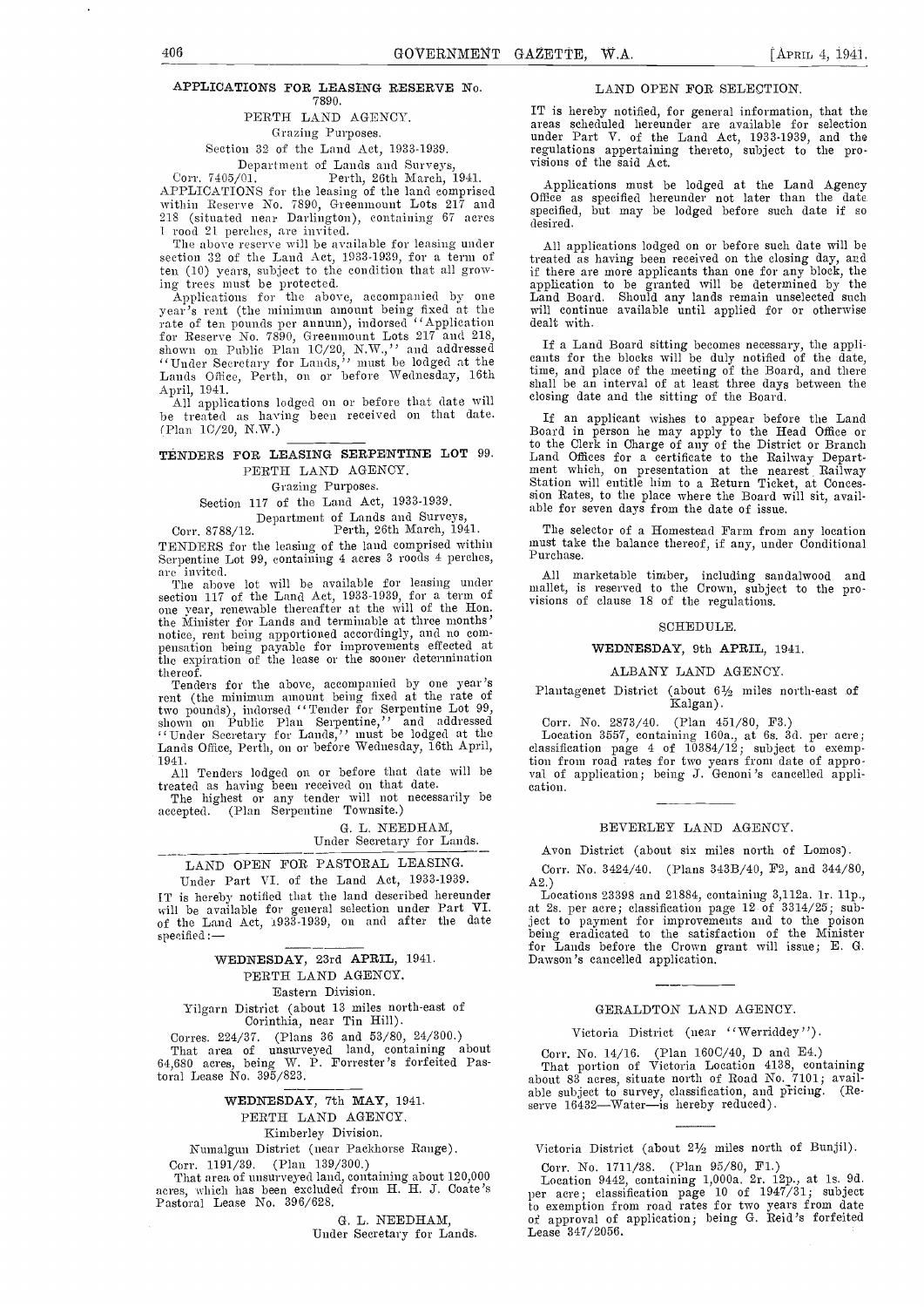## APPLICATIONS FOR LEASING RESERVE No. 7890.

PERTH LAND AGENCY.

Grazing Purposes.

Section 32 of the Land Act, 1933-1939.

Department of Lands and Surveys,

Corr. 7405/01. Perth, 26th March, 1941.

APPLICATIONS for the leasing of the land comprised within Reserve No. 7890, Greenmount Lots 217 and 218 (situated near Darlington), containing 67 acres 1 rood 21 perches, are invited.

The above reserve will be available for leasing under section 32 of the Land Act, 1933-1939, for a term of ten (10) years, subject to the condition that all growing trees must be protected.

Applications for the above, accompanied by one year's rent (the minimum amount being fixed at the rate of ten pounds per annum), indorsed "Application for Reserve No. 7890, Greenmount Lots 217 and 218, shown on Public Plan 1C/20, N.W.," and addressed "Under Secretary for Lands," must be lodged at the Lands Office, Perth, on or before Wednesday, 16th April, 1941.

All applications lodged on or before that date will be treated as having been received on that date. (Plan 1C/20, N.W.)

## TENDERS FOR LEASING SERPENTINE LOT 99.

PERTH LAND AGENCY.

Grazing Purposes.

Section 117 of the Land Act, 1933-1939.

Department of Lands and Surveys,

Corr. 8788/12. Perth, 26th March, 1941.

TENDERS for the leasing of the land comprised within Serpentine Lot 99, containing 4 acres 3 roods 4 perches, are invited.

The above lot will be available for leasing under section 117 of the Land Act, 1933-1939, for a term of one year, renewable thereafter at the will of the Hon. the Minister for Lands and terminable at three months' notice, rent being apportioned accordingly, and no compensation being payable for improvements effected at the expiration of the lease or the sooner determination thereof.

Tenders for the above, accompanied by one year's rent (the minimum amount being fixed at the rate of two pounds), indorsed "Tender for Serpentine Lot 99, shown on Public Plan Serpentine," and addressed "Under Secretary for Lands," must be lodged at the Lands Office, Perth, on or before Wednesday, 16th April, 1941.

All Tenders lodged on or before that date will be treated as having been received on that date.

The highest or any tender will not necessarily be accepted. (Plan Serpentine Townsite.)

G. L. NEEDHAM,
Under Secretary for Lands.

## LAND OPEN FOR PASTORAL LEASING.

Under Part VI. of the Land Act, 1933-1939.

IT is hereby notified that the land described hereunder will be available for general selection under Part VI. of the Land Act, 1933-1939, on and after the date specified:—

### WEDNESDAY, 23rd APRIL, 1941.

PERTH LAND AGENCY.

Eastern Division.

Yilgarn District (about 13 miles north-east of Corinthia, near Tin Hill).

Corres. 224/37. (Plans 36 and 53/80, 24/300.)

That area of unsurveyed land, containing about 64,680 acres, being W. P. Forrester's forfeited Pastoral Lease No. 395/823.

### WEDNESDAY, 7th MAY, 1941.

PERTH LAND AGENCY.

Kimberley Division.

Numalgun District (near Packhorse Range).

Corr. 1191/39. (Plan 139/300.)

That area of unsurveyed land, containing about 120,000 acres, which has been excluded from H. H. J. Coate's Pastoral Lease No. 396/628.

G. L. NEEDHAM,
Under Secretary for Lands.

## LAND OPEN FOR SELECTION.

IT is hereby notified, for general information, that the areas scheduled hereunder are available for selection under Part V. of the Land Act, 1933-1939, and the regulations appertaining thereto, subject to the provisions of the said Act.

Applications must be lodged at the Land Agency Office as specified hereunder not later than the date specified, but may be lodged before such date if so desired.

All applications lodged on or before such date will be treated as having been received on the closing day, and if there are more applicants than one for any block, the application to be granted will be determined by the Land Board. Should any lands remain unselected such will continue available until applied for or otherwise dealt with.

If a Land Board sitting becomes necessary, the applicants for the blocks will be duly notified of the date, time, and place of the meeting of the Board, and there shall be an interval of at least three days between the closing date and the sitting of the Board.

If an applicant wishes to appear before the Land Board in person he may apply to the Head Office or to the Clerk in Charge of any of the District or Branch Land Offices for a certificate to the Railway Department which, on presentation at the nearest Railway Station will entitle him to a Return Ticket, at Concession Rates, to the place where the Board will sit, available for seven days from the date of issue.

The selector of a Homestead Farm from any location must take the balance thereof, if any, under Conditional Purchase.

All marketable timber, including sandalwood and mallet, is reserved to the Crown, subject to the provisions of clause 18 of the regulations.

### SCHEDULE.

### WEDNESDAY, 9th APRIL, 1941.

ALBANY LAND AGENCY.

Plantagenet District (about 6½ miles north-east of Kalgan).

Corr. No. 2873/40. (Plan 451/80, F3.)

Location 3557, containing 160a., at 6s. 3d. per acre; classification page 4 of 10384/12; subject to exemption from road rates for two years from date of approval of application; being J. Genoni's cancelled application.

BEVERLEY LAND AGENCY.

Avon District (about six miles north of Lomos).

Corr. No. 3424/40. (Plans 343B/40, F2, and 344/80, A2.)

Locations 23398 and 21884, containing 3,112a. 1r. 11p., at 2s. per acre; classification page 12 of 3314/25; subject to payment for improvements and to the poison being eradicated to the satisfaction of the Minister for Lands before the Crown grant will issue; E. G. Dawson's cancelled application.

GERALDTON LAND AGENCY.

Victoria District (near "Werriddey").

Corr. No. 14/16. (Plan 160C/40, D and E4.)

That portion of Victoria Location 4138, containing about 83 acres, situate north of Road No. 7101; available subject to survey, classification, and pricing. (Reserve 16432—Water—is hereby reduced).

Victoria District (about 2½ miles north of Bunjil).

Corr. No. 1711/38. (Plan 95/80, F1.)

Location 9442, containing 1,000a. 2r. 12p., at 1s. 9d. per acre; classification page 10 of 1947/31; subject to exemption from road rates for two years from date of approval of application; being G. Reid's forfeited Lease 347/2056.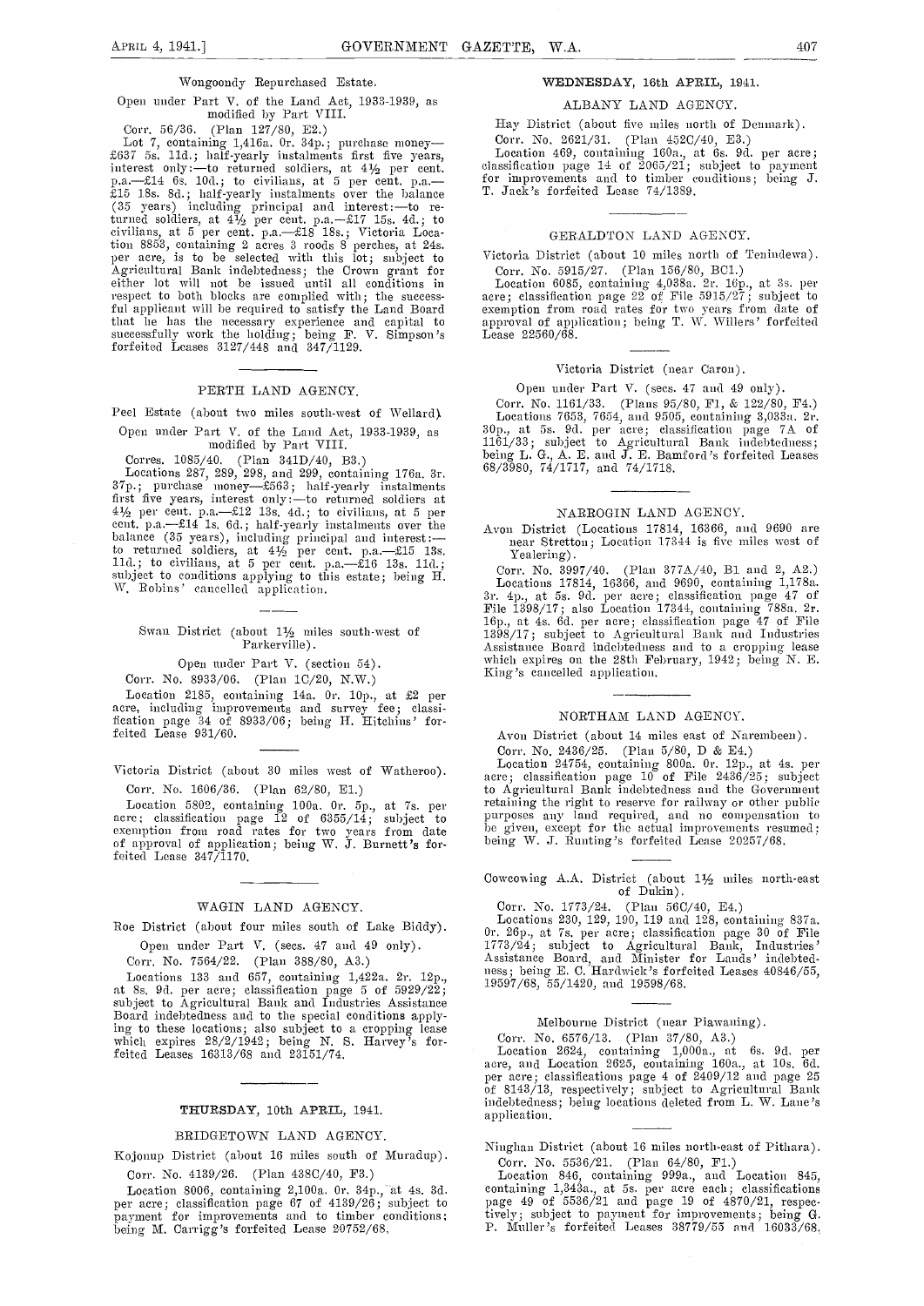Wongoondy Repurchased Estate.

Open under Part V. of the Land Act, 1933-1939, as modified by Part VIII.

Corr. 56/36. (Plan 127/80, E2.)

Lot 7, containing 1,416a. 0r. 34p.; purchase money—£637 5s. 11d.; half-yearly instalments first five years, interest only:—to returned soldiers, at 4½ per cent. p.a.—£14 6s. 10d.; to civilians, at 5 per cent. p.a.—£15 18s. 8d.; half-yearly instalments over the balance (35 years) including principal and interest:—to returned soldiers, at 4½ per cent. p.a.—£17 15s. 4d.; to civilians, at 5 per cent. p.a.—£18 18s.; Victoria Location 8853, containing 2 acres 3 roods 8 perches, at 24s. per acre, is to be selected with this lot; subject to Agricultural Bank indebtedness; the Crown grant for either lot will not be issued until all conditions in respect to both blocks are complied with; the successful applicant will be required to satisfy the Land Board that he has the necessary experience and capital to successfully work the holding; being F. V. Simpson's forfeited Leases 3127/448 and 347/1129.

## PERTH LAND AGENCY.

Peel Estate (about two miles south-west of Wellard).

Open under Part V. of the Land Act, 1933-1939, as modified by Part VIII.

Corres. 1085/40. (Plan 341D/40, B3.)

Locations 287, 289, 298, and 299, containing 176a. 3r. 37p.; purchase money—£563; half-yearly instalments first five years, interest only:—to returned soldiers at 4½ per cent. p.a.—£12 13s. 4d.; to civilians, at 5 per cent. p.a.—£14 1s. 6d.; half-yearly instalments over the balance (35 years), including principal and interest:—to returned soldiers, at 4½ per cent. p.a.—£15 13s. 11d.; to civilians, at 5 per cent. p.a.—£16 13s. 11d.; subject to conditions applying to this estate; being H. W. Robins' cancelled application.

Swan District (about 1½ miles south-west of Parkerville).

Open under Part V. (section 54).

Corr. No. 8933/06. (Plan 1C/20, N.W.)

Location 2185, containing 14a. 0r. 10p., at £2 per acre, including improvements and survey fee; classification page 34 of 8933/06; being H. Hitchins' forfeited Lease 931/60.

Victoria District (about 30 miles west of Watheroo).

Corr. No. 1606/36. (Plan 62/80, E1.)

Location 5802, containing 100a. 0r. 5p., at 7s. per acre; classification page 12 of 6355/14; subject to exemption from road rates for two years from date of approval of application; being W. J. Burnett's forfeited Lease 347/1170.

## WAGIN LAND AGENCY.

Roe District (about four miles south of Lake Biddy).

Open under Part V. (secs. 47 and 49 only).

Corr. No. 7564/22. (Plan 388/80, A3.)

Locations 133 and 657, containing 1,422a. 2r. 12p., at 8s. 9d. per acre; classification page 5 of 5929/22; subject to Agricultural Bank and Industries Assistance Board indebtedness and to the special conditions applying to these locations; also subject to a cropping lease which expires 28/2/1942; being N. S. Harvey's forfeited Leases 16313/68 and 23151/74.

## THURSDAY, 10th APRIL, 1941.

## BRIDGETOWN LAND AGENCY.

Kojonup District (about 16 miles south of Muradup).

Corr. No. 4139/26. (Plan 438C/40, F3.)

Location 8006, containing 2,100a. 0r. 34p., at 4s. 3d. per acre; classification page 67 of 4139/26; subject to payment for improvements and to timber conditions; being M. Carrigg's forfeited Lease 20752/68.

## WEDNESDAY, 16th APRIL, 1941.

## ALBANY LAND AGENCY.

Hay District (about five miles north of Denmark).

Corr. No. 2621/31. (Plan 452C/40, E3.)

Location 469, containing 160a., at 6s. 9d. per acre; classification page 14 of 2065/21; subject to payment for improvements and to timber conditions; being J. T. Jack's forfeited Lease 74/1389.

## GERALDTON LAND AGENCY.

Victoria District (about 10 miles north of Tenindewa).

Corr. No. 5915/27. (Plan 156/80, BC1.)

Location 6085, containing 4,038a. 2r. 16p., at 3s. per acre; classification page 22 of File 5915/27; subject to exemption from road rates for two years from date of approval of application; being T. W. Willers' forfeited Lease 22560/68.

Victoria District (near Caron).

Open under Part V. (secs. 47 and 49 only).

Corr. No. 1161/33. (Plans 95/80, F1, & 122/80, F4.)

Locations 7653, 7654, and 9505, containing 3,033a. 2r. 30p., at 5s. 9d. per acre; classification page 7A of 1161/33; subject to Agricultural Bank indebtedness; being L. G., A. E. and J. E. Bamford's forfeited Leases 68/3980, 74/1717, and 74/1718.

## NARROGIN LAND AGENCY.

Avon District (Locations 17814, 16366, and 9690 are near Stretton; Location 17344 is five miles west of Yealering).

Corr. No. 3997/40. (Plan 377A/40, B1 and 2, A2.)

Locations 17814, 16366, and 9690, containing 1,178a. 3r. 4p., at 5s. 9d. per acre; classification page 47 of File 1398/17; also Location 17344, containing 788a. 2r. 16p., at 4s. 6d. per acre; classification page 47 of File 1398/17; subject to Agricultural Bank and Industries Assistance Board indebtedness and to a cropping lease which expires on the 28th February, 1942; being N. E. King's cancelled application.

## NORTHAM LAND AGENCY.

Avon District (about 14 miles east of Narembeen).

Corr. No. 2436/25. (Plan 5/80, D & E4.)

Location 24754, containing 800a. 0r. 12p., at 4s. per acre; classification page 10 of File 2436/25; subject to Agricultural Bank indebtedness and the Government retaining the right to reserve for railway or other public purposes any land required, and no compensation to be given, except for the actual improvements resumed; being W. J. Bunting's forfeited Lease 20257/68.

Cowcowing A.A. District (about 1½ miles north-east of Dukin).

Corr. No. 1773/24. (Plan 56C/40, E4.)

Locations 230, 129, 190, 119 and 128, containing 837a. 0r. 26p., at 7s. per acre; classification page 30 of File 1773/24; subject to Agricultural Bank, Industries' Assistance Board, and Minister for Lands' indebtedness; being E. C. Hardwick's forfeited Leases 40846/55, 19597/68, 55/1420, and 19598/68.

Melbourne District (near Piawaning).

Corr. No. 6576/13. (Plan 37/80, A3.)

Location 2624, containing 1,000a., at 6s. 9d. per acre, and Location 2625, containing 160a., at 10s. 6d. per acre; classifications page 4 of 2409/12 and page 25 of 8143/13, respectively; subject to Agricultural Bank indebtedness; being locations deleted from L. W. Lane's application.

Ninghan District (about 16 miles north-east of Pithara).

Corr. No. 5536/21. (Plan 64/80, F1.)

Location 846, containing 999a., and Location 845, containing 1,343a., at 5s. per acre each; classifications page 49 of 5536/21 and page 19 of 4870/21, respectively; subject to payment for improvements; being G. P. Muller's forfeited Leases 38779/55 and 16033/68.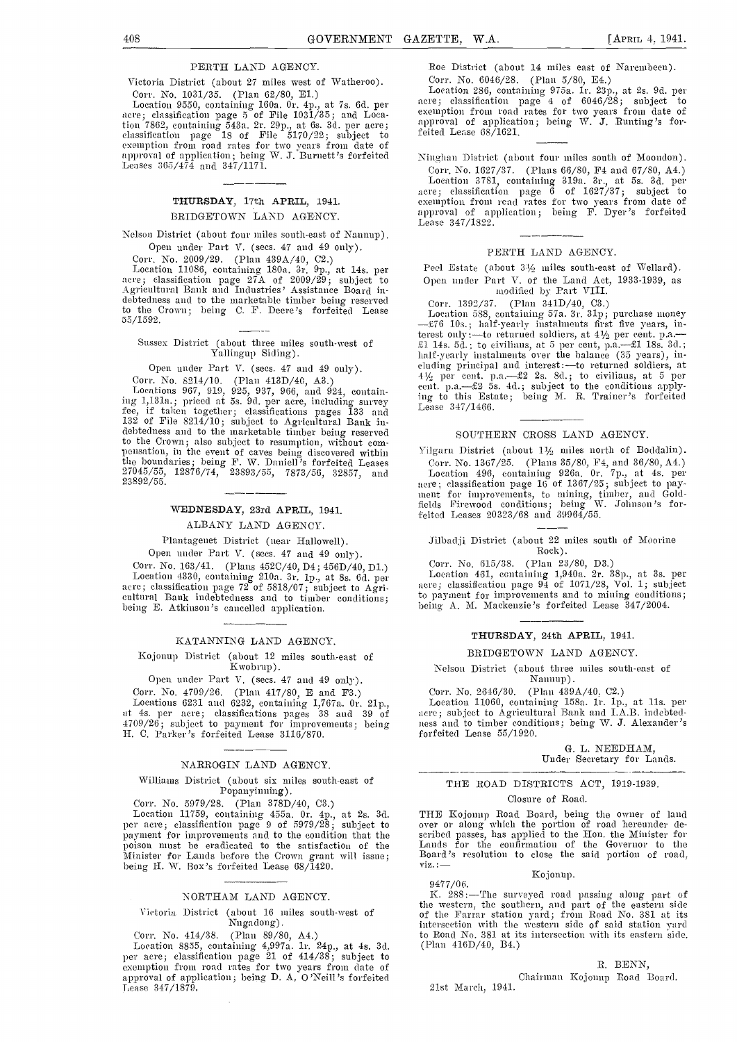## PERTH LAND AGENCY.

Victoria District (about 27 miles west of Watheroo).

Corr. No. 1031/35. (Plan 62/80, E1.)

Location 9550, containing 160a. 0r. 4p., at 7s. 6d. per acre; classification page 5 of File 1031/35; and Location 7862, containing 543a. 2r. 29p., at 6s. 3d. per acre; classification page 18 of File 5170/22; subject to exemption from road rates for two years from date of approval of application; being W. J. Burnett's forfeited Leases 365/474 and 347/1171.

---

## THURSDAY, 17th APRIL, 1941.

### BRIDGETOWN LAND AGENCY.

Nelson District (about four miles south-east of Nannup).

Open under Part V. (secs. 47 and 49 only).

Corr. No. 2009/29. (Plan 439A/40, C2.)

Location 11086, containing 180a. 3r. 9p., at 14s. per acre; classification page 27A of 2009/29; subject to Agricultural Bank and Industries' Assistance Board indebtedness and to the marketable timber being reserved to the Crown; being C. F. Deere's forfeited Lease 55/1592.

---

Sussex District (about three miles south-west of Yallingup Siding).

Open under Part V. (secs. 47 and 49 only).

Corr. No. 8214/10. (Plan 413D/40, A3.)

Locations 967, 919, 925, 937, 966, and 924, containing 1,131a.; priced at 5s. 9d. per acre, including survey fee, if taken together; classifications pages 133 and 132 of File 8214/10; subject to Agricultural Bank indebtedness and to the marketable timber being reserved to the Crown; also subject to resumption, without compensation, in the event of caves being discovered within the boundaries; being F. W. Daniell's forfeited Leases 27045/55, 12876/74, 23893/55, 7873/56, 32857, and 23892/55.

---

## WEDNESDAY, 23rd APRIL, 1941.

### ALBANY LAND AGENCY.

Plantagenet District (near Hallowell).

Open under Part V. (secs. 47 and 49 only).

Corr. No. 163/41. (Plans 452C/40, D4; 456D/40, D1.)

Location 4330, containing 210a. 3r. 1p., at 8s. 6d. per acre; classification page 72 of 5818/07; subject to Agricultural Bank indebtedness and to timber conditions; being E. Atkinson's cancelled application.

---

### KATANNING LAND AGENCY.

Kojonup District (about 12 miles south-east of Kwobrup).

Open under Part V. (secs. 47 and 49 only).

Corr. No. 4709/26. (Plan 417/80, E and F3.)

Locations 6231 and 6232, containing 1,767a. 0r. 21p., at 4s. per acre; classifications pages 38 and 39 of 4709/26; subject to payment for improvements; being H. C. Parker's forfeited Lease 3116/870.

---

### NARROGIN LAND AGENCY.

Williams District (about six miles south-east of Popanyinning).

Corr. No. 5979/28. (Plan 378D/40, C3.)

Location 11759, containing 455a. 0r. 4p., at 2s. 3d. per acre; classification page 9 of 5979/28; subject to payment for improvements and to the condition that the poison must be eradicated to the satisfaction of the Minister for Lands before the Crown grant will issue; being H. W. Box's forfeited Lease 68/1420.

---

### NORTHAM LAND AGENCY.

Victoria District (about 16 miles south-west of Nugadong).

Corr. No. 414/38. (Plan 89/80, A4.)

Location 8855, containing 4,997a. 1r. 24p., at 4s. 3d. per acre; classification page 21 of 414/38; subject to exemption from road rates for two years from date of approval of application; being D. A. O'Neill's forfeited Lease 347/1879.

Roe District (about 14 miles east of Narembeen).

Corr. No. 6046/28. (Plan 5/80, E4.)

Location 286, containing 975a. 1r. 23p., at 2s. 9d. per acre; classification page 4 of 6046/28; subject to exemption from road rates for two years from date of approval of application; being W. J. Bunting's forfeited Lease 68/1621.

---

Ninghan District (about four miles south of Moondon).

Corr. No. 1627/37. (Plans 66/80, F4 and 67/80, A4.)

Location 3781, containing 319a. 3r., at 5s. 3d. per acre; classification page 6 of 1627/37; subject to exemption from road rates for two years from date of approval of application; being F. Dyer's forfeited Lease 347/1822.

---

### PERTH LAND AGENCY.

Peel Estate (about 3½ miles south-east of Wellard).

Open under Part V. of the Land Act, 1933-1939, as modified by Part VIII.

Corr. 1392/37. (Plan 341D/40, C3.)

Location 588, containing 57a. 3r. 31p; purchase money —£76 10s.; half-yearly instalments first five years, interest only:—to returned soldiers, at 4½ per cent. p.a.—£1 14s. 5d.: to civilians, at 5 per cent, p.a.—£1 18s. 3d.; half-yearly instalments over the balance (35 years), including principal and interest:—to returned soldiers, at 4½ per cent. p.a.—£2 2s. 8d.; to civilians, at 5 per cent. p.a.—£2 5s. 4d.; subject to the conditions applying to this Estate; being M. R. Trainer's forfeited Lease 347/1466.

---

### SOUTHERN CROSS LAND AGENCY.

Yilgarn District (about 1½ miles north of Boddalin).

Corr. No. 1367/25. (Plans 35/80, F4, and 36/80, A4.)

Location 496, containing 926a. 0r. 7p., at 4s. per acre; classification page 16 of 1367/25; subject to payment for improvements, to mining, timber, and Goldfields Firewood conditions; being W. Johnson's forfeited Leases 20323/68 and 39964/55.

---

Jilbadji District (about 22 miles south of Moorine Rock).

Corr. No. 615/38. (Plan 23/80, D3.)

Location 461, containing 1,940a. 2r. 38p., at 3s. per acre; classification page 94 of 1071/28, Vol. 1; subject to payment for improvements and to mining conditions; being A. M. Mackenzie's forfeited Lease 347/2004.

---

## THURSDAY, 24th APRIL, 1941.

### BRIDGETOWN LAND AGENCY.

Nelson District (about three miles south-east of Nannup).

Corr. No. 2646/30. (Plan 439A/40, C2.)

Location 11060, containing 158a. 1r. 1p., at 11s. per acre; subject to Agricultural Bank and I.A.B. indebtedness and to timber conditions; being W. J. Alexander's forfeited Lease 55/1920.

G. L. NEEDHAM,
Under Secretary for Lands.

---

## THE ROAD DISTRICTS ACT, 1919-1939.

### Closure of Road.

THE Kojonup Road Board, being the owner of land over or along which the portion of road hereunder described passes, has applied to the Hon. the Minister for Lands for the confirmation of the Governor to the Board's resolution to close the said portion of road, viz.:—

Kojonup.

9477/06.

K. 288:—The surveyed road passing along part of the western, the southern, and part of the eastern side of the Farrar station yard; from Road No. 381 at its intersection with the western side of said station yard to Road No. 381 at its intersection with its eastern side. (Plan 416D/40, B4.)

R. BENN,
Chairman Kojonup Road Board.

21st March, 1941.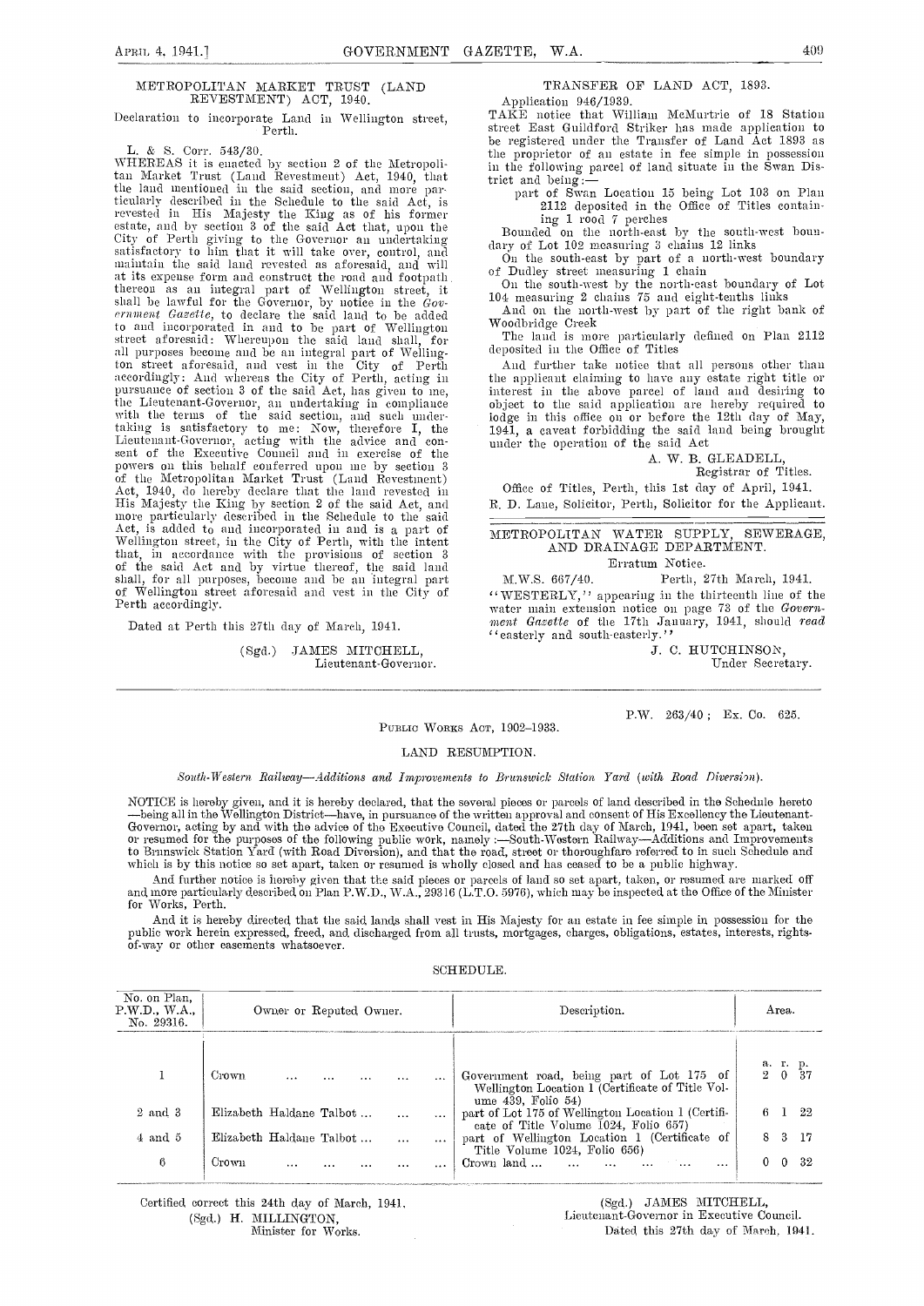## METROPOLITAN MARKET TRUST (LAND REVESTMENT) ACT, 1940.

Declaration to incorporate Land in Wellington street, Perth.

L. & S. Corr. 543/30.

WHEREAS it is enacted by section 2 of the Metropolitan Market Trust (Land Revestment) Act, 1940, that the land mentioned in the said section, and more particularly described in the Schedule to the said Act, is revested in His Majesty the King as of his former estate, and by section 3 of the said Act that, upon the City of Perth giving to the Governor an undertaking satisfactory to him that it will take over, control, and maintain the said land revested as aforesaid, and will at its expense form and construct the road and footpath thereon as an integral part of Wellington street, it shall be lawful for the Governor, by notice in the *Government Gazette*, to declare the said land to be added to and incorporated in and to be part of Wellington street aforesaid: Whereupon the said land shall, for all purposes become and be an integral part of Wellington street aforesaid, and vest in the City of Perth accordingly: And whereas the City of Perth, acting in pursuance of section 3 of the said Act, has given to me, the Lieutenant-Governor, an undertaking in compliance with the terms of the said section, and such undertaking is satisfactory to me: Now, therefore I, the Lieutenant-Governor, acting with the advice and consent of the Executive Council and in exercise of the powers on this behalf conferred upon me by section 3 of the Metropolitan Market Trust (Land Revestment) Act, 1940, do hereby declare that the land revested in His Majesty the King by section 2 of the said Act, and more particularly described in the Schedule to the said Act, is added to and incorporated in and is a part of Wellington street, in the City of Perth, with the intent that, in accordance with the provisions of section 3 of the said Act and by virtue thereof, the said land shall, for all purposes, become and be an integral part of Wellington street aforesaid and vest in the City of Perth accordingly.

Dated at Perth this 27th day of March, 1941.

(Sgd.) JAMES MITCHELL,
Lieutenant-Governor.

## TRANSFER OF LAND ACT, 1893.

Application 946/1939.

TAKE notice that William McMurtrie of 18 Station street East Guildford Striker has made application to be registered under the Transfer of Land Act 1893 as the proprietor of an estate in fee simple in possession in the following parcel of land situate in the Swan District and being:—

part of Swan Location 15 being Lot 103 on Plan 2112 deposited in the Office of Titles containing 1 rood 7 perches

Bounded on the north-east by the south-west boundary of Lot 102 measuring 3 chains 12 links

On the south-east by part of a north-west boundary of Dudley street measuring 1 chain

On the south-west by the north-east boundary of Lot 104 measuring 2 chains 75 and eight-tenths links

And on the north-west by part of the right bank of Woodbridge Creek

The land is more particularly defined on Plan 2112 deposited in the Office of Titles

And further take notice that all persons other than the applicant claiming to have any estate right title or interest in the above parcel of land and desiring to object to the said application are hereby required to lodge in this office on or before the 12th day of May, 1941, a caveat forbidding the said land being brought under the operation of the said Act

A. W. B. GLEADELL,
Registrar of Titles.

Office of Titles, Perth, this 1st day of April, 1941.

R. D. Lane, Solicitor, Perth, Solicitor for the Applicant.

## METROPOLITAN WATER SUPPLY, SEWERAGE, AND DRAINAGE DEPARTMENT.

Erratum Notice.

M.W.S. 667/40. Perth, 27th March, 1941.

"WESTERLY," appearing in the thirteenth line of the water main extension notice on page 73 of the *Government Gazette* of the 17th January, 1941, should *read* "easterly and south-easterly."

J. C. HUTCHINSON,
Under Secretary.

P.W. 263/40; Ex. Co. 625.

## PUBLIC WORKS ACT, 1902–1933.

### LAND RESUMPTION.

*South-Western Railway—Additions and Improvements to Brunswick Station Yard (with Road Diversion).*

NOTICE is hereby given, and it is hereby declared, that the several pieces or parcels of land described in the Schedule hereto —being all in the Wellington District—have, in pursuance of the written approval and consent of His Excellency the Lieutenant-Governor, acting by and with the advice of the Executive Council, dated the 27th day of March, 1941, been set apart, taken or resumed for the purposes of the following public work, namely:—South-Western Railway—Additions and Improvements to Brunswick Station Yard (with Road Diversion), and that the road, street or thoroughfare referred to in such Schedule and which is by this notice so set apart, taken or resumed is wholly closed and has ceased to be a public highway.

And further notice is hereby given that the said pieces or parcels of land so set apart, taken, or resumed are marked off and more particularly described on Plan P.W.D., W.A., 29316 (L.T.O. 5976), which may be inspected at the Office of the Minister for Works, Perth.

And it is hereby directed that the said lands shall vest in His Majesty for an estate in fee simple in possession for the public work herein expressed, freed, and discharged from all trusts, mortgages, charges, obligations, estates, interests, rights-of-way or other easements whatsoever.

SCHEDULE.

| No. on Plan, P.W.D., W.A., No. 29316. | Owner or Reputed Owner. | Description. | Area. |
|---|---|---|---|
| | | | a. r. p. |
| 1 | Crown ... ... ... ... ... | Government road, being part of Lot 175 of Wellington Location 1 (Certificate of Title Volume 439, Folio 54) | 2 0 37 |
| 2 and 3 | Elizabeth Haldane Talbot ... ... ... | part of Lot 175 of Wellington Location 1 (Certificate of Title Volume 1024, Folio 657) | 6 1 22 |
| 4 and 5 | Elizabeth Haldane Talbot ... ... ... | part of Wellington Location 1 (Certificate of Title Volume 1024, Folio 656) | 8 3 17 |
| 6 | Crown ... ... ... ... ... | Crown land ... ... ... ... ... ... | 0 0 32 |

Certified correct this 24th day of March, 1941.
(Sgd.) H. MILLINGTON,
Minister for Works.

(Sgd.) JAMES MITCHELL,
Lieutenant-Governor in Executive Council.
Dated this 27th day of March, 1941.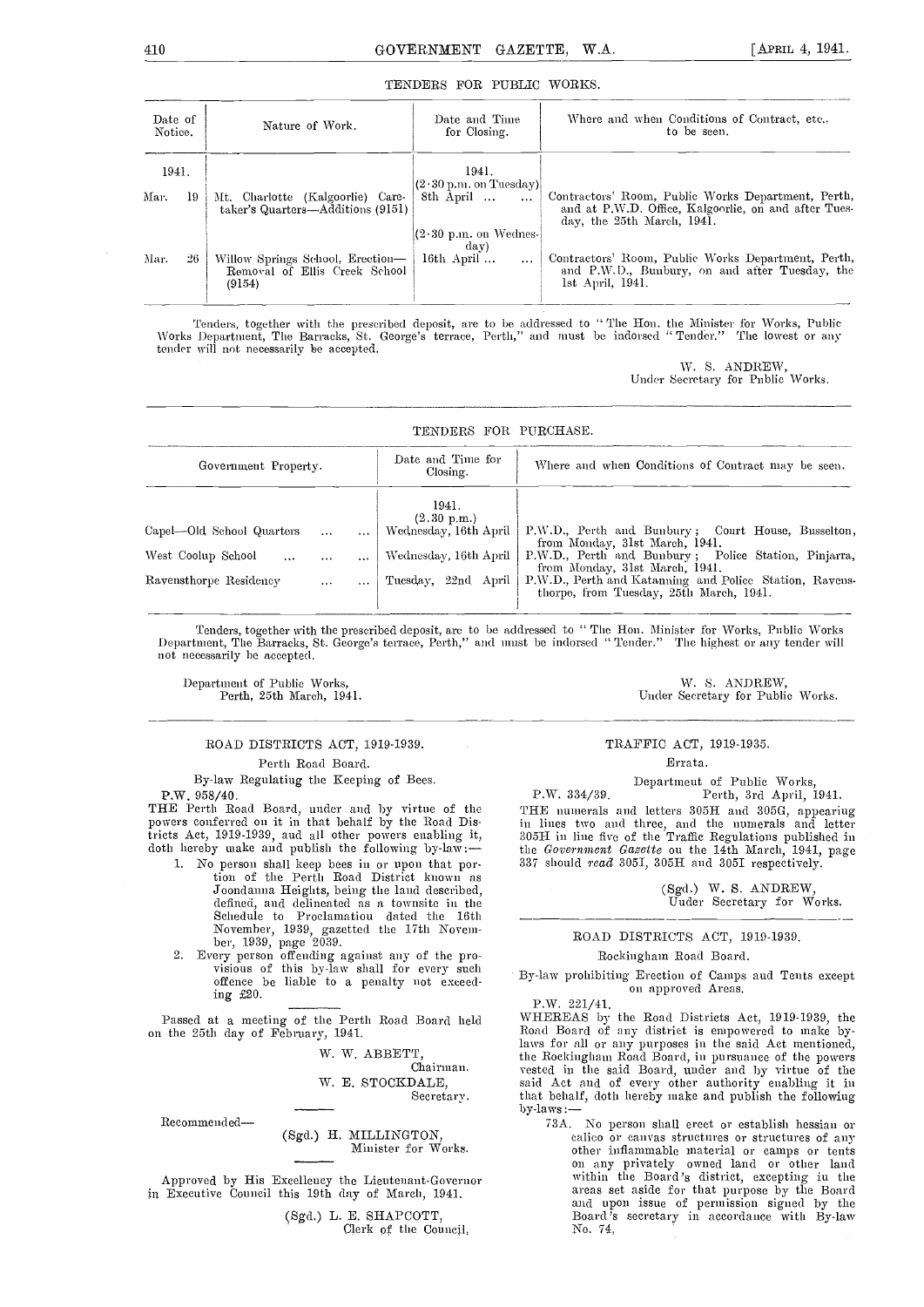## TENDERS FOR PUBLIC WORKS.

| Date of Notice. | Nature of Work. | Date and Time for Closing. | Where and when Conditions of Contract, etc., to be seen. |
|---|---|---|---|
| 1941. | | 1941. | |
| Mar. 19 | Mt. Charlotte (Kalgoorlie) Caretaker's Quarters—Additions (9151) | (2·30 p.m. on Tuesday) 8th April ... ... | Contractors' Room, Public Works Department, Perth, and at P.W.D. Office, Kalgoorlie, on and after Tuesday, the 25th March, 1941. |
| Mar. 26 | Willow Springs School, Erection—Removal of Ellis Creek School (9154) | (2·30 p.m. on Wednesday) 16th April ... ... | Contractors' Room, Public Works Department, Perth, and P.W.D., Bunbury, on and after Tuesday, the 1st April, 1941. |

Tenders, together with the prescribed deposit, are to be addressed to "The Hon. the Minister for Works, Public Works Department, The Barracks, St. George's terrace, Perth," and must be indorsed "Tender." The lowest or any tender will not necessarily be accepted.

W. S. ANDREW,
Under Secretary for Public Works.

## TENDERS FOR PURCHASE.

| Government Property. | Date and Time for Closing. | Where and when Conditions of Contract may be seen. |
|---|---|---|
| | 1941. (2.30 p.m.) | |
| Capel—Old School Quarters ... ... | Wednesday, 16th April | P.W.D., Perth and Bunbury; Court House, Busselton, from Monday, 31st March, 1941. |
| West Coolup School ... ... ... | Wednesday, 16th April | P.W.D., Perth and Bunbury; Police Station, Pinjarra, from Monday, 31st March, 1941. |
| Ravensthorpe Residency ... ... | Tuesday, 22nd April | P.W.D., Perth and Katanning and Police Station, Ravensthorpe, from Tuesday, 25th March, 1941. |

Tenders, together with the prescribed deposit, are to be addressed to "The Hon. Minister for Works, Public Works Department, The Barracks, St. George's terrace, Perth," and must be indorsed "Tender." The highest or any tender will not necessarily be accepted.

Department of Public Works,
Perth, 25th March, 1941.

W. S. ANDREW,
Under Secretary for Public Works.

## ROAD DISTRICTS ACT, 1919-1939.

Perth Road Board.

By-law Regulating the Keeping of Bees.

P.W. 958/40.

THE Perth Road Board, under and by virtue of the powers conferred on it in that behalf by the Road Districts Act, 1919-1939, and all other powers enabling it, doth hereby make and publish the following by-law:—

1. No person shall keep bees in or upon that portion of the Perth Road District known as Joondanna Heights, being the land described, defined, and delineated as a townsite in the Schedule to Proclamation dated the 16th November, 1939, gazetted the 17th November, 1939, page 2039.
2. Every person offending against any of the provisions of this by-law shall for every such offence be liable to a penalty not exceeding £20.

Passed at a meeting of the Perth Road Board held on the 25th day of February, 1941.

W. W. ABBETT,
Chairman.

W. E. STOCKDALE,
Secretary.

Recommended—

(Sgd.) H. MILLINGTON,
Minister for Works.

Approved by His Excellency the Lieutenant-Governor in Executive Council this 19th day of March, 1941.

(Sgd.) L. E. SHAPCOTT,
Clerk of the Council.

## TRAFFIC ACT, 1919-1935.

Errata.

Department of Public Works,
P.W. 334/39. Perth, 3rd April, 1941.

THE numerals and letters 305H and 305G, appearing in lines two and three, and the numerals and letter 305H in line five of the Traffic Regulations published in the *Government Gazette* on the 14th March, 1941, page 337 should *read* 305I, 305H and 305I respectively.

(Sgd.) W. S. ANDREW,
Under Secretary for Works.

## ROAD DISTRICTS ACT, 1919-1939.

Rockingham Road Board.

By-law prohibiting Erection of Camps and Tents except on approved Areas.

P.W. 221/41.

WHEREAS by the Road Districts Act, 1919-1939, the Road Board of any district is empowered to make by-laws for all or any purposes in the said Act mentioned, the Rockingham Road Board, in pursuance of the powers vested in the said Board, under and by virtue of the said Act and of every other authority enabling it in that behalf, doth hereby make and publish the following by-laws:—

73A. No person shall erect or establish hessian or calico or canvas structures or structures of any other inflammable material or camps or tents on any privately owned land or other land within the Board's district, excepting in the areas set aside for that purpose by the Board and upon issue of permission signed by the Board's secretary in accordance with By-law No. 74.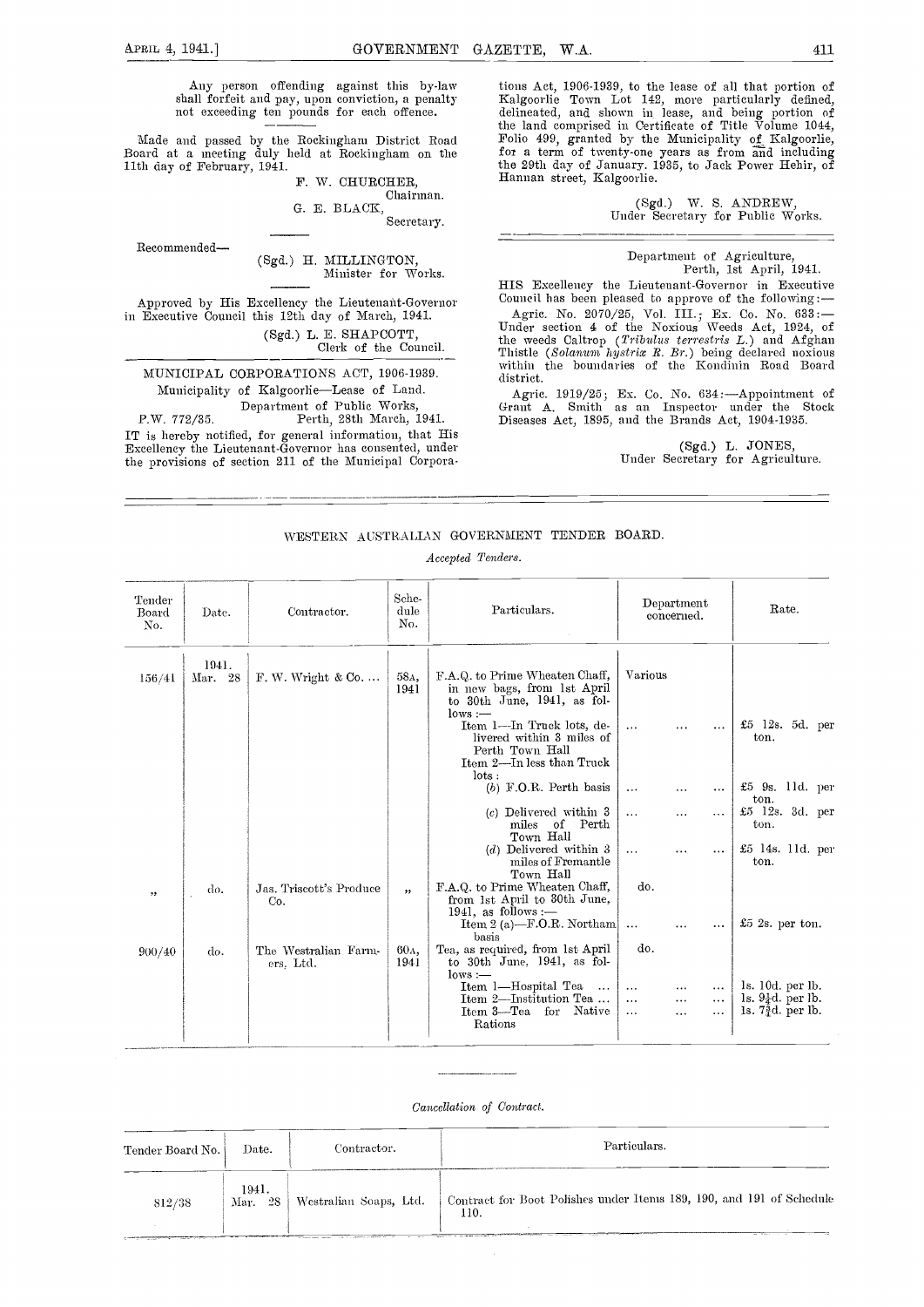Any person offending against this by-law shall forfeit and pay, upon conviction, a penalty not exceeding ten pounds for each offence.

Made and passed by the Rockingham District Road Board at a meeting duly held at Rockingham on the 11th day of February, 1941.

F. W. CHURCHER,
Chairman.

G. E. BLACK,
Secretary.

Recommended—

(Sgd.) H. MILLINGTON,
Minister for Works.

Approved by His Excellency the Lieutenant-Governor in Executive Council this 12th day of March, 1941.

(Sgd.) L. E. SHAPCOTT,
Clerk of the Council.

## MUNICIPAL CORPORATIONS ACT, 1906-1939.

Municipality of Kalgoorlie—Lease of Land.

Department of Public Works,
P.W. 772/35. Perth, 28th March, 1941.

IT is hereby notified, for general information, that His Excellency the Lieutenant-Governor has consented, under the provisions of section 211 of the Municipal Corporations Act, 1906-1939, to the lease of all that portion of Kalgoorlie Town Lot 142, more particularly defined, delineated, and shown in lease, and being portion of the land comprised in Certificate of Title Volume 1044, Folio 499, granted by the Municipality of Kalgoorlie, for a term of twenty-one years as from and including the 29th day of January, 1935, to Jack Power Hehir, of Hannan street, Kalgoorlie.

(Sgd.) W. S. ANDREW,
Under Secretary for Public Works.

Department of Agriculture,
Perth, 1st April, 1941.

HIS Excellency the Lieutenant-Governor in Executive Council has been pleased to approve of the following:—

Agric. No. 2070/25, Vol. III.; Ex. Co. No. 633:—Under section 4 of the Noxious Weeds Act, 1924, of the weeds Caltrop (*Tribulus terrestris L.*) and Afghan Thistle (*Solanum hystrix R. Br.*) being declared noxious within the boundaries of the Kondinin Road Board district.

Agric. 1919/25; Ex. Co. No. 634:—Appointment of Grant A. Smith as an Inspector under the Stock Diseases Act, 1895, and the Brands Act, 1904-1935.

(Sgd.) L. JONES,
Under Secretary for Agriculture.

## WESTERN AUSTRALIAN GOVERNMENT TENDER BOARD.

*Accepted Tenders.*

| Tender Board No. | Date. | Contractor. | Schedule No. | Particulars. | Department concerned. | Rate. |
|---|---|---|---|---|---|---|
| | 1941. | | | | | |
| 156/41 | Mar. 28 | F. W. Wright & Co. ... | 58A, 1941 | F.A.Q. to Prime Wheaten Chaff, in new bags, from 1st April to 30th June, 1941, as follows:— | Various | |
| | | | | Item 1—In Truck lots, delivered within 3 miles of Perth Town Hall | ... ... ... | £5 12s. 5d. per ton. |
| | | | | Item 2—In less than Truck lots: | | |
| | | | | (b) F.O.R. Perth basis | ... ... ... | £5 9s. 11d. per ton. |
| | | | | (c) Delivered within 3 miles of Perth Town Hall | ... ... ... | £5 12s. 3d. per ton. |
| | | | | (d) Delivered within 3 miles of Fremantle Town Hall | ... ... ... | £5 14s. 11d. per ton. |
| " | do. | Jas. Triscott's Produce Co. | " | F.A.Q. to Prime Wheaten Chaff, from 1st April to 30th June, 1941, as follows:— | do. | |
| | | | | Item 2 (a)—F.O.R. Northam basis | ... ... ... | £5 2s. per ton. |
| 900/40 | do. | The Westralian Farmers, Ltd. | 60A, 1941 | Tea, as required, from 1st April to 30th June, 1941, as follows:— | do. | |
| | | | | Item 1—Hospital Tea ... | ... ... ... | 1s. 10d. per lb. |
| | | | | Item 2—Institution Tea ... | ... ... ... | 1s. 9½d. per lb. |
| | | | | Item 3—Tea for Native Rations | ... ... ... | 1s. 7¾d. per lb. |

*Cancellation of Contract.*

| Tender Board No. | Date. | Contractor. | Particulars. |
|---|---|---|---|
| | 1941. | | |
| 812/38 | Mar. 28 | Westralian Soaps, Ltd. | Contract for Boot Polishes under Items 189, 190, and 191 of Schedule 110. |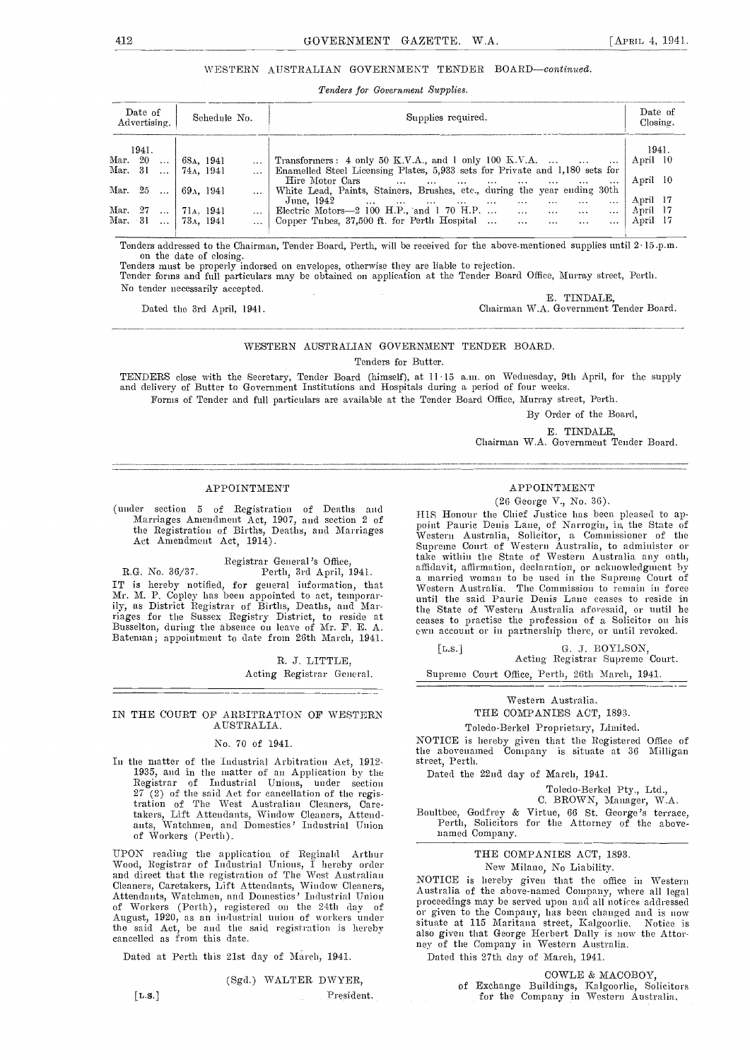## WESTERN AUSTRALIAN GOVERNMENT TENDER BOARD—*continued.*

*Tenders for Government Supplies.*

| Date of Advertising. | Schedule No. | Supplies required. | Date of Closing. |
|---|---|---|---|
| 1941. | | | 1941. |
| Mar. 20 ... | 68A, 1941 ... | Transformers: 4 only 50 K.V.A., and 1 only 100 K.V.A. ... ... ... | April 10 |
| Mar. 31 ... | 74A, 1941 ... | Enamelled Steel Licensing Plates, 5,933 sets for Private and 1,180 sets for Hire Motor Cars ... ... ... ... ... ... ... | April 10 |
| Mar. 25 ... | 69A, 1941 ... | White Lead, Paints, Stainers, Brushes, etc., during the year ending 30th June, 1942 ... ... ... ... ... ... ... ... | April 17 |
| Mar. 27 ... | 71A, 1941 ... | Electric Motors—2 100 H.P., and 1 70 H.P. ... ... ... ... ... | April 17 |
| Mar. 31 ... | 73A, 1941 ... | Copper Tubes, 37,500 ft. for Perth Hospital ... ... ... ... ... | April 17 |

Tenders addressed to the Chairman, Tender Board, Perth, will be received for the above-mentioned supplies until 2·15 p.m. on the date of closing.

Tenders must be properly indorsed on envelopes, otherwise they are liable to rejection.

Tender forms and full particulars may be obtained on application at the Tender Board Office, Murray street, Perth.

No tender necessarily accepted.

Dated the 3rd April, 1941.

E. TINDALE,
Chairman W.A. Government Tender Board.

---

## WESTERN AUSTRALIAN GOVERNMENT TENDER BOARD.

Tenders for Butter.

TENDERS close with the Secretary, Tender Board (himself), at 11·15 a.m. on Wednesday, 9th April, for the supply and delivery of Butter to Government Institutions and Hospitals during a period of four weeks.

Forms of Tender and full particulars are available at the Tender Board Office, Murray street, Perth.

By Order of the Board,

E. TINDALE,
Chairman W.A. Government Tender Board.

---

## APPOINTMENT

(under section 5 of Registration of Deaths and Marriages Amendment Act, 1907, and section 2 of the Registration of Births, Deaths, and Marriages Act Amendment Act, 1914).

Registrar General's Office,
R.G. No. 36/37. Perth, 3rd April, 1941.

IT is hereby notified, for general information, that Mr. M. P. Copley has been appointed to act, temporarily, as District Registrar of Births, Deaths, and Marriages for the Sussex Registry District, to reside at Busselton, during the absence on leave of Mr. F. E. A. Bateman; appointment to date from 26th March, 1941.

R. J. LITTLE,
Acting Registrar General.

---

## IN THE COURT OF ARBITRATION OF WESTERN AUSTRALIA.

No. 70 of 1941.

In the matter of the Industrial Arbitration Act, 1912-1935, and in the matter of an Application by the Registrar of Industrial Unions, under section 27 (2) of the said Act for cancellation of the registration of The West Australian Cleaners, Caretakers, Lift Attendants, Window Cleaners, Attendants, Watchmen, and Domestics' Industrial Union of Workers (Perth).

UPON reading the application of Reginald Arthur Wood, Registrar of Industrial Unions, I hereby order and direct that the registration of The West Australian Cleaners, Caretakers, Lift Attendants, Window Cleaners, Attendants, Watchmen, and Domestics' Industrial Union of Workers (Perth), registered on the 24th day of August, 1920, as an industrial union of workers under the said Act, be and the said registration is hereby cancelled as from this date.

Dated at Perth this 21st day of March, 1941.

(Sgd.) WALTER DWYER,
[L.S.] President.

---

## APPOINTMENT

(26 George V., No. 36).

HIS Honour the Chief Justice has been pleased to appoint Pauric Denis Lane, of Narrogin, in the State of Western Australia, Solicitor, a Commissioner of the Supreme Court of Western Australia, to administer or take within the State of Western Australia any oath, affidavit, affirmation, declaration, or acknowledgment by a married woman to be used in the Supreme Court of Western Australia. The Commission to remain in force until the said Pauric Denis Lane ceases to reside in the State of Western Australia aforesaid, or until he ceases to practise the profession of a Solicitor on his own account or in partnership there, or until revoked.

[L.S.] G. J. BOYLSON,
Acting Registrar Supreme Court.

Supreme Court Office, Perth, 26th March, 1941.

---

Western Australia.

## THE COMPANIES ACT, 1893.

Toledo-Berkel Proprietary, Limited.

NOTICE is hereby given that the Registered Office of the abovenamed Company is situate at 36 Milligan street, Perth.

Dated the 22nd day of March, 1941.

Toledo-Berkel Pty., Ltd.,
C. BROWN, Manager, W.A.

Boultbee, Godfrey & Virtue, 66 St. George's terrace, Perth, Solicitors for the Attorney of the abovenamed Company.

---

## THE COMPANIES ACT, 1893.

New Milano, No Liability.

NOTICE is hereby given that the office in Western Australia of the above-named Company, where all legal proceedings may be served upon and all notices addressed or given to the Company, has been changed and is now situate at 115 Maritana street, Kalgoorlie. Notice is also given that George Herbert Dally is now the Attorney of the Company in Western Australia.

Dated this 27th day of March, 1941.

COWLE & MACOBOY,
of Exchange Buildings, Kalgoorlie, Solicitors for the Company in Western Australia.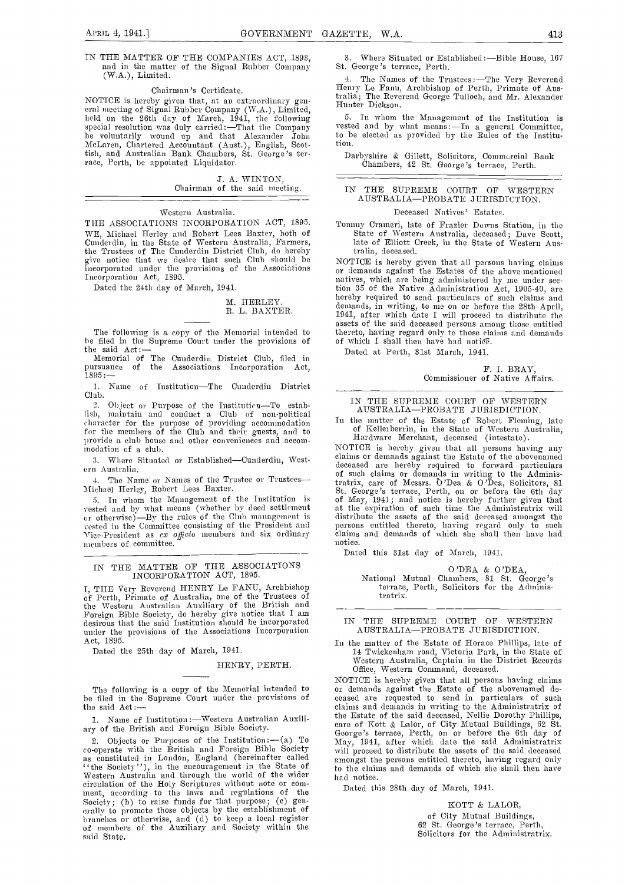IN THE MATTER OF THE COMPANIES ACT, 1893, and in the matter of the Signal Rubber Company (W.A.), Limited.

Chairman's Certificate.

NOTICE is hereby given that, at an extraordinary general meeting of Signal Rubber Company (W.A.), Limited, held on the 26th day of March, 1941, the following special resolution was duly carried:—That the Company be voluntarily wound up and that Alexander John McLaren, Chartered Accountant (Aust.), English, Scottish, and Australian Bank Chambers, St. George's terrace, Perth, be appointed Liquidator.

J. A. WINTON,
Chairman of the said meeting.

---

Western Australia.

THE ASSOCIATIONS INCORPORATION ACT, 1895.

WE, Michael Herley and Robert Lees Baxter, both of Cunderdin, in the State of Western Australia, Farmers, the Trustees of The Cunderdin District Club, do hereby give notice that we desire that such Club should be incorporated under the provisions of the Associations Incorporation Act, 1895.

Dated the 24th day of March, 1941.

M. HERLEY.
R. L. BAXTER.

The following is a copy of the Memorial intended to be filed in the Supreme Court under the provisions of the said Act:—

Memorial of The Cunderdin District Club, filed in pursuance of the Associations Incorporation Act, 1895:—

1. Name of Institution—The Cunderdin District Club.

2. Object or Purpose of the Institution—To establish, maintain and conduct a Club of non-political character for the purpose of providing accommodation for the members of the Club and their guests, and to provide a club house and other conveniences and accommodation of a club.

3. Where Situated or Established—Cunderdin, Western Australia.

4. The Name or Names of the Trustee or Trustees—Michael Herley, Robert Lees Baxter.

5. In whom the Management of the Institution is vested and by what means (whether by deed settlement or otherwise)—By the rules of the Club management is vested in the Committee consisting of the President and Vice-President as *ex officio* members and six ordinary members of committee.

---

IN THE MATTER OF THE ASSOCIATIONS INCORPORATION ACT, 1895.

I, THE Very Reverend HENRY Le FANU, Archbishop of Perth, Primate of Australia, one of the Trustees of the Western Australian Auxiliary of the British and Foreign Bible Society, do hereby give notice that I am desirous that the said Institution should be incorporated under the provisions of the Associations Incorporation Act, 1895.

Dated the 25th day of March, 1941.

HENRY, PERTH.

The following is a copy of the Memorial intended to be filed in the Supreme Court under the provisions of the said Act:—

1. Name of Institution:—Western Australian Auxiliary of the British and Foreign Bible Society.

2. Objects or Purposes of the Institution:—(a) To co-operate with the British and Foreign Bible Society as constituted in London, England (hereinafter called "the Society"), in the encouragement in the State of Western Australia and through the world of the wider circulation of the Holy Scriptures without note or comment, according to the laws and regulations of the Society; (b) to raise funds for that purpose; (c) generally to promote those objects by the establishment of branches or otherwise, and (d) to keep a local register of members of the Auxiliary and Society within the said State.

3. Where Situated or Established:—Bible House, 167 St. George's terrace, Perth.

4. The Names of the Trustees:—The Very Reverend Henry Le Fanu, Archbishop of Perth, Primate of Australia; The Reverend George Tulloch, and Mr. Alexander Hunter Dickson.

5. In whom the Management of the Institution is vested and by what means:—In a general Committee, to be elected as provided by the Rules of the Institution.

Darbyshire & Gillett, Solicitors, Commercial Bank Chambers, 42 St. George's terrace, Perth.

---

IN THE SUPREME COURT OF WESTERN AUSTRALIA—PROBATE JURISDICTION.

Deceased Natives' Estates.

Tommy Crameri, late of Frazier Downs Station, in the State of Western Australia, deceased; Dave Scott, late of Elliott Creek, in the State of Western Australia, deceased.

NOTICE is hereby given that all persons having claims or demands against the Estates of the above-mentioned natives, which are being administered by me under section 35 of the Native Administration Act, 1905-40, are hereby required to send particulars of such claims and demands, in writing, to me on or before the 28th April, 1941, after which date I will proceed to distribute the assets of the said deceased persons among those entitled thereto, having regard only to those claims and demands of which I shall then have had notice.

Dated at Perth, 31st March, 1941.

F. I. BRAY,
Commissioner of Native Affairs.

---

IN THE SUPREME COURT OF WESTERN AUSTRALIA—PROBATE JURISDICTION.

In the matter of the Estate of Robert Fleming, late of Kellerberrin, in the State of Western Australia, Hardware Merchant, deceased (intestate).

NOTICE is hereby given that all persons having any claims or demands against the Estate of the abovenamed deceased are hereby required to forward particulars of such claims or demands in writing to the Administratrix, care of Messrs. O'Dea & O'Dea, Solicitors, 81 St. George's terrace, Perth, on or before the 6th day of May, 1941; and notice is hereby further given that at the expiration of such time the Administratrix will distribute the assets of the said deceased amongst the persons entitled thereto, having regard only to such claims and demands of which she shall then have had notice.

Dated this 31st day of March, 1941.

O'DEA & O'DEA,
National Mutual Chambers, 81 St. George's terrace, Perth, Solicitors for the Administratrix.

---

IN THE SUPREME COURT OF WESTERN AUSTRALIA—PROBATE JURISDICTION.

In the matter of the Estate of Horace Phillips, late of 14 Twickenham road, Victoria Park, in the State of Western Australia, Captain in the District Records Office, Western Command, deceased.

NOTICE is hereby given that all persons having claims or demands against the Estate of the abovenamed deceased are requested to send in particulars of such claims and demands in writing to the Administratrix of the Estate of the said deceased, Nellie Dorothy Phillips, care of Kott & Lalor, of City Mutual Buildings, 62 St. George's terrace, Perth, on or before the 6th day of May, 1941, after which date the said Administratrix will proceed to distribute the assets of the said deceased amongst the persons entitled thereto, having regard only to the claims and demands of which she shall then have had notice.

Dated this 28th day of March, 1941.

KOTT & LALOR,
of City Mutual Buildings,
62 St. George's terrace, Perth,
Solicitors for the Administratrix.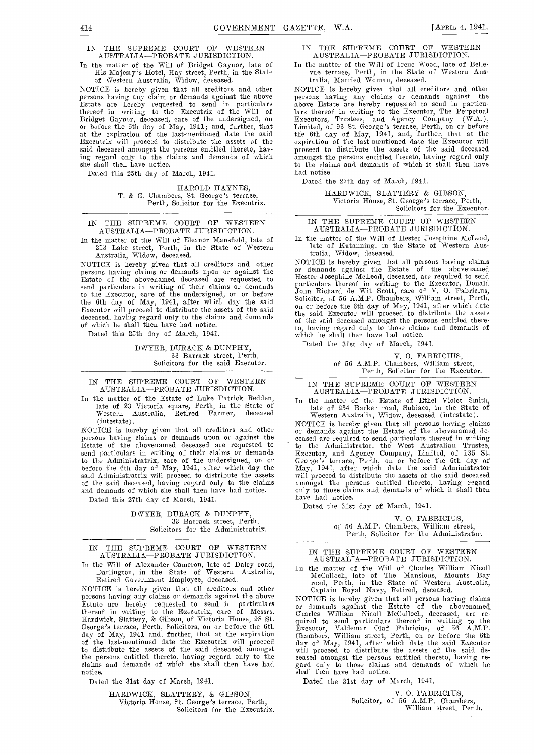IN THE SUPREME COURT OF WESTERN AUSTRALIA—PROBATE JURISDICTION.

In the matter of the Will of Bridget Gaynor, late of His Majesty's Hotel, Hay street, Perth, in the State of Western Australia, Widow, deceased.

NOTICE is hereby given that all creditors and other persons having any claim or demands against the above Estate are hereby requested to send in particulars thereof in writing to the Executrix of the Will of Bridget Gaynor, deceased, care of the undersigned, on or before the 6th day of May, 1941; and, further, that at the expiration of the last-mentioned date the said Executrix will proceed to distribute the assets of the said deceased amongst the persons entitled thereto, having regard only to the claims and demands of which she shall then have notice.

Dated this 25th day of March, 1941.

HAROLD HAYNES,
T. & G. Chambers, St. George's terrace,
Perth, Solicitor for the Executrix.

---

IN THE SUPREME COURT OF WESTERN AUSTRALIA—PROBATE JURISDICTION.

In the matter of the Will of Eleanor Mansfield, late of 213 Lake street, Perth, in the State of Western Australia, Widow, deceased.

NOTICE is hereby given that all creditors and other persons having claims or demands upon or against the Estate of the abovenamed deceased are requested to send particulars in writing of their claims or demands to the Executor, care of the undersigned, on or before the 6th day of May, 1941, after which day the said Executor will proceed to distribute the assets of the said deceased, having regard only to the claims and demands of which he shall then have had notice.

Dated this 25th day of March, 1941.

DWYER, DURACK & DUNPHY,
33 Barrack street, Perth,
Solicitors for the said Executor.

---

IN THE SUPREME COURT OF WESTERN AUSTRALIA—PROBATE JURISDICTION.

In the matter of the Estate of Luke Patrick Redden, late of 23 Victoria square, Perth, in the State of Western Australia, Retired Farmer, deceased (intestate).

NOTICE is hereby given that all creditors and other persons having claims or demands upon or against the Estate of the abovenamed deceased are requested to send particulars in writing of their claims or demands to the Administratrix, care of the undersigned, on or before the 6th day of May, 1941, after which day the said Administratrix will proceed to distribute the assets of the said deceased, having regard only to the claims and demands of which she shall then have had notice.

Dated this 27th day of March, 1941.

DWYER, DURACK & DUNPHY,
33 Barrack street, Perth,
Solicitors for the Administratrix.

---

IN THE SUPREME COURT OF WESTERN AUSTRALIA—PROBATE JURISDICTION.

In the Will of Alexander Cameron, late of Dalry road, Darlington, in the State of Western Australia, Retired Government Employee, deceased.

NOTICE is hereby given that all creditors and other persons having any claims or demands against the above Estate are hereby requested to send in particulars thereof in writing to the Executrix, care of Messrs. Hardwick, Slattery, & Gibson, of Victoria House, 98 St. George's terrace, Perth, Solicitors, on or before the 6th day of May, 1941 and, further, that at the expiration of the last-mentioned date the Executrix will proceed to distribute the assets of the said deceased amongst the persons entitled thereto, having regard only to the claims and demands of which she shall then have had notice.

Dated the 31st day of March, 1941.

HARDWICK, SLATTERY, & GIBSON,
Victoria House, St. George's terrace, Perth,
Solicitors for the Executrix.

---

IN THE SUPREME COURT OF WESTERN AUSTRALIA—PROBATE JURISDICTION.

In the matter of the Will of Irene Wood, late of Bellevue terrace, Perth, in the State of Western Australia, Married Woman, deceased.

NOTICE is hereby given that all creditors and other persons having any claims or demands against the above Estate are hereby requested to send in particulars thereof in writing to the Executor, The Perpetual Executors, Trustees, and Agency Company (W.A.), Limited, of 93 St. George's terrace, Perth, on or before the 6th day of May, 1941, and, further, that at the expiration of the last-mentioned date the Executor will proceed to distribute the assets of the said deceased amongst the persons entitled thereto, having regard only to the claims and demands of which it shall then have had notice.

Dated the 27th day of March, 1941.

HARDWICK, SLATTERY & GIBSON,
Victoria House, St. George's terrace, Perth,
Solicitors for the Executor.

---

IN THE SUPREME COURT OF WESTERN AUSTRALIA—PROBATE JURISDICTION.

In the matter of the Will of Hester Josephine McLeod, late of Katanning, in the State of Western Australia, Widow, deceased.

NOTICE is hereby given that all persons having claims or demands against the Estate of the abovenamed Hester Josephine McLeod, deceased, are required to send particulars thereof in writing to the Executor, Donald John Richard de Wit Scott, care of V. O. Fabricius, Solicitor, of 56 A.M.P. Chambers, William street, Perth, on or before the 6th day of May, 1941, after which date the said Executor will proceed to distribute the assets of the said deceased amongst the persons entitled thereto, having regard only to those claims and demands of which he shall then have had notice.

Dated the 31st day of March, 1941.

V. O. FABRICIUS,
of 56 A.M.P. Chambers, William street,
Perth, Solicitor for the Executor.

---

IN THE SUPREME COURT OF WESTERN AUSTRALIA—PROBATE JURISDICTION.

In the matter of the Estate of Ethel Violet Smith, late of 234 Barker road, Subiaco, in the State of Western Australia, Widow, deceased (intestate).

NOTICE is hereby given that all persons having claims or demands against the Estate of the abovenamed deceased are required to send particulars thereof in writing to the Administrator, the West Australian Trustee, Executor, and Agency Company, Limited, of 135 St. George's terrace, Perth, on or before the 6th day of May, 1941, after which date the said Administrator will proceed to distribute the assets of the said deceased amongst the persons entitled thereto, having regard only to those claims and demands of which it shall then have had notice.

Dated the 31st day of March, 1941.

V. O. FABRICIUS,
of 56 A.M.P. Chambers, William street,
Perth, Solicitor for the Administrator.

---

IN THE SUPREME COURT OF WESTERN AUSTRALIA—PROBATE JURISDICTION.

In the matter of the Will of Charles William Nicoll McCulloch, late of The Mansions, Mounts Bay road, Perth, in the State of Western Australia, Captain Royal Navy, Retired, deceased.

NOTICE is hereby given that all persons having claims or demands against the Estate of the abovenamed Charles William Nicoll McCulloch, deceased, are required to send particulars thereof in writing to the Executor, Valdemar Olaf Fabricius, of 56 A.M.P. Chambers, William street, Perth, on or before the 6th day of May, 1941, after which date the said Executor will proceed to distribute the assets of the said deceased amongst the persons entitled thereto, having regard only to those claims and demands of which he shall then have had notice.

Dated the 31st day of March, 1941.

V. O. FABRICIUS,
Solicitor, of 56 A.M.P. Chambers,
William street, Perth.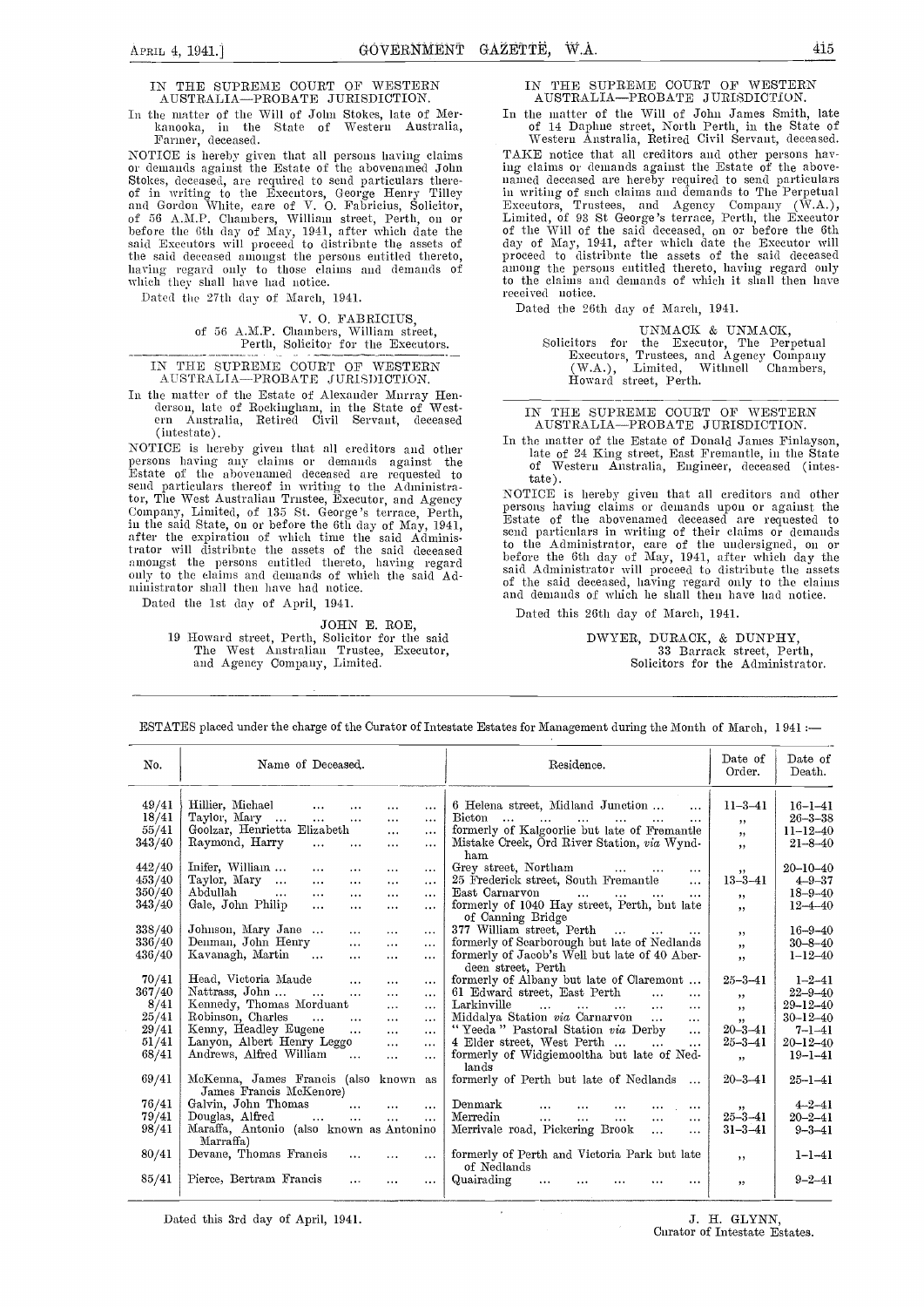## IN THE SUPREME COURT OF WESTERN AUSTRALIA—PROBATE JURISDICTION.

In the matter of the Will of John Stokes, late of Merkanooka, in the State of Western Australia, Farmer, deceased.

NOTICE is hereby given that all persons having claims or demands against the Estate of the abovenamed John Stokes, deceased, are required to send particulars thereof in writing to the Executors, George Henry Tilley and Gordon White, care of V. O. Fabricius, Solicitor, of 56 A.M.P. Chambers, William street, Perth, on or before the 6th day of May, 1941, after which date the said Executors will proceed to distribute the assets of the said deceased amongst the persons entitled thereto, having regard only to those claims and demands of which they shall have had notice.

Dated the 27th day of March, 1941.

V. O. FABRICIUS,
of 56 A.M.P. Chambers, William street,
Perth, Solicitor for the Executors.

## IN THE SUPREME COURT OF WESTERN AUSTRALIA—PROBATE JURISDICTION.

In the matter of the Estate of Alexander Murray Henderson, late of Rockingham, in the State of Western Australia, Retired Civil Servant, deceased (intestate).

NOTICE is hereby given that all creditors and other persons having any claims or demands against the Estate of the abovenamed deceased are requested to send particulars thereof in writing to the Administrator, The West Australian Trustee, Executor, and Agency Company, Limited, of 135 St. George's terrace, Perth, in the said State, on or before the 6th day of May, 1941, after the expiration of which time the said Administrator will distribute the assets of the said deceased amongst the persons entitled thereto, having regard only to the claims and demands of which the said Administrator shall then have had notice.

Dated the 1st day of April, 1941.

JOHN E. ROE,
19 Howard street, Perth, Solicitor for the said The West Australian Trustee, Executor, and Agency Company, Limited.

## IN THE SUPREME COURT OF WESTERN AUSTRALIA—PROBATE JURISDICTION.

In the matter of the Will of John James Smith, late of 14 Daphne street, North Perth, in the State of Western Australia, Retired Civil Servant, deceased.

TAKE notice that all creditors and other persons having claims or demands against the Estate of the abovenamed deceased are hereby required to send particulars in writing of such claims and demands to The Perpetual Executors, Trustees, and Agency Company (W.A.), Limited, of 93 St George's terrace, Perth, the Executor of the Will of the said deceased, on or before the 6th day of May, 1941, after which date the Executor will proceed to distribute the assets of the said deceased among the persons entitled thereto, having regard only to the claims and demands of which it shall then have received notice.

Dated the 26th day of March, 1941.

UNMACK & UNMACK,
Solicitors for the Executor, The Perpetual Executors, Trustees, and Agency Company (W.A.), Limited, Withnell Chambers, Howard street, Perth.

## IN THE SUPREME COURT OF WESTERN AUSTRALIA—PROBATE JURISDICTION.

In the matter of the Estate of Donald James Finlayson, late of 24 King street, East Fremantle, in the State of Western Australia, Engineer, deceased (intestate).

NOTICE is hereby given that all creditors and other persons having claims or demands upon or against the Estate of the abovenamed deceased are requested to send particulars in writing of their claims or demands to the Administrator, care of the undersigned, on or before the 6th day of May, 1941, after which day the said Administrator will proceed to distribute the assets of the said deceased, having regard only to the claims and demands of which he shall then have had notice.

Dated this 26th day of March, 1941.

DWYER, DURACK, & DUNPHY,
33 Barrack street, Perth,
Solicitors for the Administrator.

---

ESTATES placed under the charge of the Curator of Intestate Estates for Management during the Month of March, 1941:—

| No. | Name of Deceased. | Residence. | Date of Order. | Date of Death. |
|---|---|---|---|---|
| 49/41 | Hillier, Michael | 6 Helena street, Midland Junction | 11–3–41 | 16–1–41 |
| 18/41 | Taylor, Mary | Bicton | ,, | 26–3–38 |
| 55/41 | Goolzar, Henrietta Elizabeth | formerly of Kalgoorlie but late of Fremantle | ,, | 11–12–40 |
| 343/40 | Raymond, Harry | Mistake Creek, Ord River Station, *via* Wyndham | ,, | 21–8–40 |
| 442/40 | Inifer, William | Grey street, Northam | ,, | 20–10–40 |
| 453/40 | Taylor, Mary | 25 Frederick street, South Fremantle | 13–3–41 | 4–9–37 |
| 350/40 | Abdullah | East Carnarvon | ,, | 18–9–40 |
| 343/40 | Gale, John Philip | formerly of 1040 Hay street, Perth, but late of Canning Bridge | ,, | 12–4–40 |
| 338/40 | Johnson, Mary Jane | 377 William street, Perth | ,, | 16–9–40 |
| 336/40 | Denman, John Henry | formerly of Scarborough but late of Nedlands | ,, | 30–8–40 |
| 436/40 | Kavanagh, Martin | formerly of Jacob's Well but late of 40 Aberdeen street, Perth | ,, | 1–12–40 |
| 70/41 | Head, Victoria Maude | formerly of Albany but late of Claremont | 25–3–41 | 1–2–41 |
| 367/40 | Nattrass, John | 61 Edward street, East Perth | ,, | 22–9–40 |
| 8/41 | Kennedy, Thomas Mordaunt | Larkinville | ,, | 29–12–40 |
| 25/41 | Robinson, Charles | Middalya Station *via* Carnarvon | ,, | 30–12–40 |
| 29/41 | Kenny, Headley Eugene | "Yeeda" Pastoral Station *via* Derby | 20–3–41 | 7–1–41 |
| 51/41 | Lanyon, Albert Henry Leggo | 4 Elder street, West Perth | 25–3–41 | 20–12–40 |
| 68/41 | Andrews, Alfred William | formerly of Widgiemooltha but late of Nedlands | ,, | 19–1–41 |
| 69/41 | McKenna, James Francis (also known as James Francis McKenore) | formerly of Perth but late of Nedlands | 20–3–41 | 25–1–41 |
| 76/41 | Galvin, John Thomas | Denmark | ,, | 4–2–41 |
| 79/41 | Douglas, Alfred | Merredin | 25–3–41 | 20–2–41 |
| 98/41 | Maraffa, Antonio (also known as Antonino Marraffa) | Merrivale road, Pickering Brook | 31–3–41 | 9–3–41 |
| 80/41 | Devane, Thomas Francis | formerly of Perth and Victoria Park but late of Nedlands | ,, | 1–1–41 |
| 85/41 | Pierce, Bertram Francis | Quairading | ,, | 9–2–41 |

Dated this 3rd day of April, 1941.

J. H. GLYNN,
Curator of Intestate Estates.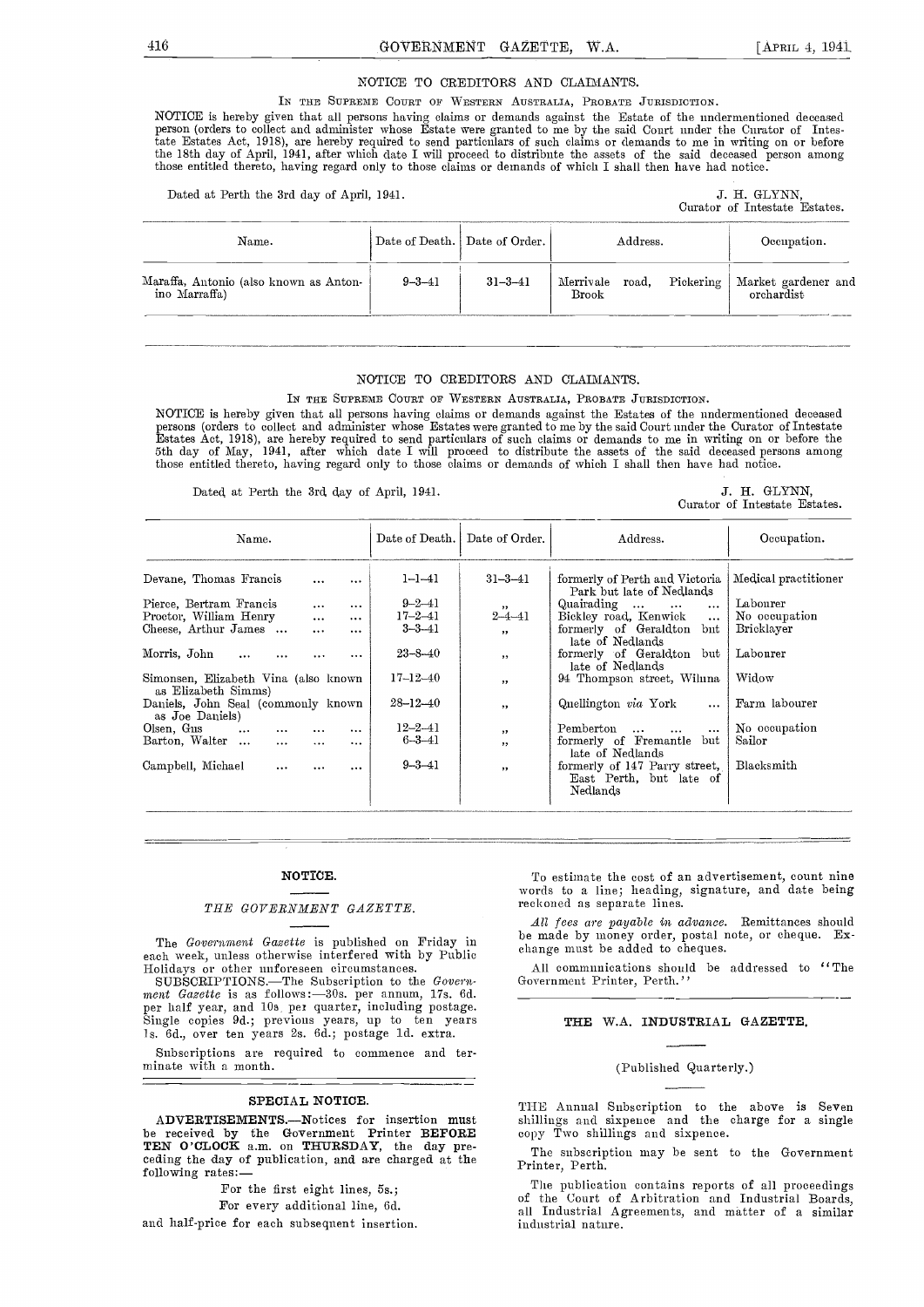## NOTICE TO CREDITORS AND CLAIMANTS.

In the Supreme Court of Western Australia, Probate Jurisdiction.

NOTICE is hereby given that all persons having claims or demands against the Estate of the undermentioned deceased person (orders to collect and administer whose Estate were granted to me by the said Court under the Curator of Intestate Estates Act, 1918), are hereby required to send particulars of such claims or demands to me in writing on or before the 18th day of April, 1941, after which date I will proceed to distribute the assets of the said deceased person among those entitled thereto, having regard only to those claims or demands of which I shall then have had notice.

Dated at Perth the 3rd day of April, 1941.

J. H. GLYNN,
Curator of Intestate Estates.

| Name. | Date of Death. | Date of Order. | Address. | Occupation. |
|---|---|---|---|---|
| Maraffa, Antonio (also known as Antonino Marraffa) | 9–3–41 | 31–3–41 | Merrivale road, Pickering Brook | Market gardener and orchardist |

## NOTICE TO CREDITORS AND CLAIMANTS.

In the Supreme Court of Western Australia, Probate Jurisdiction.

NOTICE is hereby given that all persons having claims or demands against the Estates of the undermentioned deceased persons (orders to collect and administer whose Estates were granted to me by the said Court under the Curator of Intestate Estates Act, 1918), are hereby required to send particulars of such claims or demands to me in writing on or before the 5th day of May, 1941, after which date I will proceed to distribute the assets of the said deceased persons among those entitled thereto, having regard only to those claims or demands of which I shall then have had notice.

Dated at Perth the 3rd day of April, 1941.

J. H. GLYNN,
Curator of Intestate Estates.

| Name. | Date of Death. | Date of Order. | Address. | Occupation. |
|---|---|---|---|---|
| Devane, Thomas Francis ... ... | 1–1–41 | 31–3–41 | formerly of Perth and Victoria Park but late of Nedlands | Medical practitioner |
| Pierce, Bertram Francis ... ... | 9–2–41 | " | Quairading ... ... ... | Labourer |
| Proctor, William Henry ... ... | 17–2–41 | 2–4–41 | Bickley road, Kenwick ... | No occupation |
| Cheese, Arthur James ... ... ... | 3–3–41 | " | formerly of Geraldton but late of Nedlands | Bricklayer |
| Morris, John ... ... ... ... | 23–8–40 | " | formerly of Geraldton but late of Nedlands | Labourer |
| Simonsen, Elizabeth Vina (also known as Elizabeth Simms) | 17–12–40 | " | 94 Thompson street, Wiluna | Widow |
| Daniels, John Seal (commonly known as Joe Daniels) | 28–12–40 | " | Quellington *via* York ... | Farm labourer |
| Olsen, Gus ... ... ... ... | 12–2–41 | " | Pemberton ... ... ... | No occupation |
| Barton, Walter ... ... ... ... | 6–3–41 | " | formerly of Fremantle but late of Nedlands | Sailor |
| Campbell, Michael ... ... ... | 9–3–41 | " | formerly of 147 Parry street, East Perth, but late of Nedlands | Blacksmith |

## NOTICE.

### *THE GOVERNMENT GAZETTE.*

The *Government Gazette* is published on Friday in each week, unless otherwise interfered with by Public Holidays or other unforeseen circumstances.

SUBSCRIPTIONS.—The Subscription to the *Government Gazette* is as follows:—30s. per annum, 17s. 6d. per half year, and 10s. per quarter, including postage. Single copies 9d.; previous years, up to ten years 1s. 6d., over ten years 2s. 6d.; postage 1d. extra.

Subscriptions are required to commence and terminate with a month.

## SPECIAL NOTICE.

**ADVERTISEMENTS.—Notices for insertion must** be received by the Government Printer **BEFORE TEN O'CLOCK** a.m. on **THURSDAY**, the day preceding the day of publication, and are charged at the following rates:—

For the first eight lines, 5s.;

For every additional line, 6d.

and half-price for each subsequent insertion.

To estimate the cost of an advertisement, count nine words to a line; heading, signature, and date being reckoned as separate lines.

*All fees are payable in advance.* Remittances should be made by money order, postal note, or cheque. Exchange must be added to cheques.

All communications should be addressed to "The Government Printer, Perth."

## THE W.A. INDUSTRIAL GAZETTE.

(Published Quarterly.)

THE Annual Subscription to the above is Seven shillings and sixpence and the charge for a single copy Two shillings and sixpence.

The subscription may be sent to the Government Printer, Perth.

The publication contains reports of all proceedings of the Court of Arbitration and Industrial Boards, all Industrial Agreements, and matter of a similar industrial nature.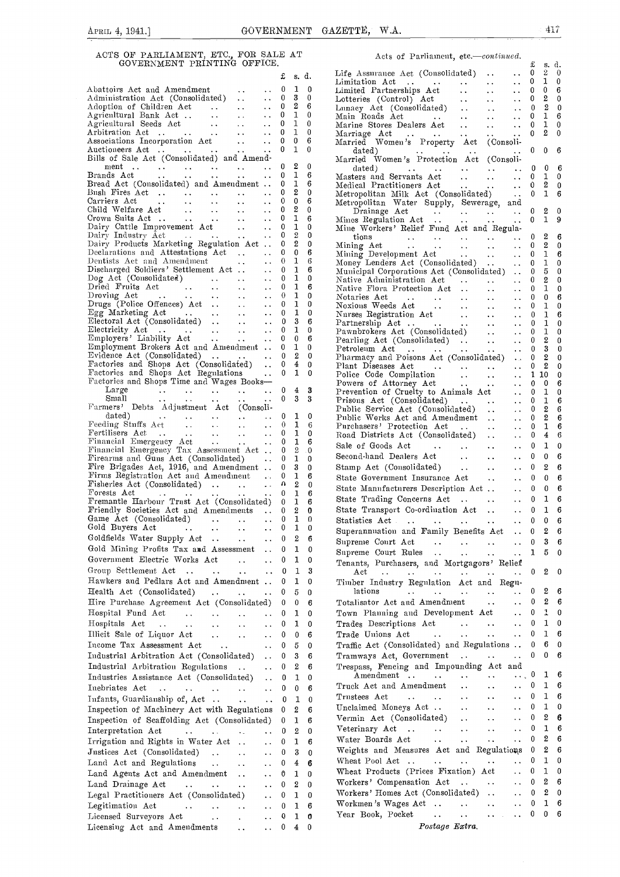## ACTS OF PARLIAMENT, ETC., FOR SALE AT GOVERNMENT PRINTING OFFICE.

| | £ | s. | d. |
|---|---|---|---|
| Abattoirs Act and Amendment | 0 | 1 | 0 |
| Administration Act (Consolidated) | 0 | 3 | 0 |
| Adoption of Children Act | 0 | 2 | 6 |
| Agricultural Bank Act | 0 | 1 | 0 |
| Agricultural Seeds Act | 0 | 1 | 0 |
| Arbitration Act | 0 | 1 | 0 |
| Associations Incorporation Act | 0 | 0 | 6 |
| Auctioneers Act | 0 | 1 | 0 |
| Bills of Sale Act (Consolidated) and Amendment | 0 | 2 | 0 |
| Brands Act | 0 | 1 | 6 |
| Bread Act (Consolidated) and Amendment | 0 | 1 | 6 |
| Bush Fires Act | 0 | 2 | 0 |
| Carriers Act | 0 | 0 | 6 |
| Child Welfare Act | 0 | 2 | 0 |
| Crown Suits Act | 0 | 1 | 6 |
| Dairy Cattle Improvement Act | 0 | 1 | 0 |
| Dairy Industry Act | 0 | 2 | 0 |
| Dairy Products Marketing Regulation Act | 0 | 2 | 0 |
| Declarations and Attestations Act | 0 | 0 | 6 |
| Dentists Act and Amendment | 0 | 1 | 6 |
| Discharged Soldiers' Settlement Act | 0 | 1 | 6 |
| Dog Act (Consolidated) | 0 | 1 | 0 |
| Dried Fruits Act | 0 | 1 | 6 |
| Droving Act | 0 | 1 | 0 |
| Drugs (Police Offences) Act | 0 | 1 | 0 |
| Egg Marketing Act | 0 | 1 | 0 |
| Electoral Act (Consolidated) | 0 | 3 | 6 |
| Electricity Act | 0 | 1 | 0 |
| Employers' Liability Act | 0 | 0 | 6 |
| Employment Brokers Act and Amendment | 0 | 1 | 0 |
| Evidence Act (Consolidated) | 0 | 2 | 0 |
| Factories and Shops Act (Consolidated) | 0 | 4 | 0 |
| Factories and Shops Act Regulations | 0 | 1 | 0 |
| Factories and Shops Time and Wages Books— | | | |
| Large | 0 | 4 | 3 |
| Small | 0 | 3 | 3 |
| Farmers' Debts Adjustment Act (Consolidated) | 0 | 1 | 0 |
| Feeding Stuffs Act | 0 | 1 | 6 |
| Fertilisers Act | 0 | 1 | 0 |
| Financial Emergency Act | 0 | 1 | 6 |
| Financial Emergency Tax Assessment Act | 0 | 2 | 0 |
| Firearms and Guns Act (Consolidated) | 0 | 1 | 0 |
| Fire Brigades Act, 1916, and Amendment | 0 | 3 | 0 |
| Firms Registration Act and Amendment | 0 | 1 | 6 |
| Fisheries Act (Consolidated) | 0 | 2 | 0 |
| Forests Act | 0 | 1 | 6 |
| Fremantle Harbour Trust Act (Consolidated) | 0 | 1 | 6 |
| Friendly Societies Act and Amendments | 0 | 2 | 0 |
| Game Act (Consolidated) | 0 | 1 | 0 |
| Gold Buyers Act | 0 | 1 | 0 |
| Goldfields Water Supply Act | 0 | 2 | 6 |
| Gold Mining Profits Tax and Assessment | 0 | 1 | 0 |
| Government Electric Works Act | 0 | 1 | 0 |
| Group Settlement Act | 0 | 1 | 3 |
| Hawkers and Pedlars Act and Amendment | 0 | 1 | 0 |
| Health Act (Consolidated) | 0 | 5 | 0 |
| Hire Purchase Agreement Act (Consolidated) | 0 | 0 | 6 |
| Hospital Fund Act | 0 | 1 | 0 |
| Hospitals Act | 0 | 1 | 0 |
| Illicit Sale of Liquor Act | 0 | 0 | 6 |
| Income Tax Assessment Act | 0 | 5 | 0 |
| Industrial Arbitration Act (Consolidated) | 0 | 3 | 6 |
| Industrial Arbitration Regulations | 0 | 2 | 6 |
| Industries Assistance Act (Consolidated) | 0 | 1 | 0 |
| Inebriates Act | 0 | 0 | 6 |
| Infants, Guardianship of, Act | 0 | 1 | 0 |
| Inspection of Machinery Act with Regulations | 0 | 2 | 6 |
| Inspection of Scaffolding Act (Consolidated) | 0 | 1 | 6 |
| Interpretation Act | 0 | 2 | 0 |
| Irrigation and Rights in Water Act | 0 | 1 | 6 |
| Justices Act (Consolidated) | 0 | 3 | 0 |
| Land Act and Regulations | 0 | 4 | 6 |
| Land Agents Act and Amendment | 0 | 1 | 0 |
| Land Drainage Act | 0 | 2 | 0 |
| Legal Practitioners Act (Consolidated) | 0 | 1 | 0 |
| Legitimation Act | 0 | 1 | 6 |
| Licensed Surveyors Act | 0 | 1 | 0 |
| Licensing Act and Amendments | 0 | 4 | 0 |

*Acts of Parliament, etc.—continued.*

| | £ | s. | d. |
|---|---|---|---|
| Life Assurance Act (Consolidated) | 0 | 2 | 0 |
| Limitation Act | 0 | 1 | 0 |
| Limited Partnerships Act | 0 | 0 | 6 |
| Lotteries (Control) Act | 0 | 2 | 0 |
| Lunacy Act (Consolidated) | 0 | 2 | 0 |
| Main Roads Act | 0 | 1 | 6 |
| Marine Stores Dealers Act | 0 | 1 | 0 |
| Marriage Act | 0 | 2 | 0 |
| Married Women's Property Act (Consolidated) | 0 | 0 | 6 |
| Married Women's Protection Act (Consolidated) | 0 | 0 | 6 |
| Masters and Servants Act | 0 | 1 | 0 |
| Medical Practitioners Act | 0 | 2 | 0 |
| Metropolitan Milk Act (Consolidated) | 0 | 1 | 6 |
| Metropolitan Water Supply, Sewerage, and Drainage Act | 0 | 2 | 0 |
| Mines Regulation Act | 0 | 1 | 9 |
| Mine Workers' Relief Fund Act and Regulations | 0 | 2 | 6 |
| Mining Act | 0 | 2 | 0 |
| Mining Development Act | 0 | 1 | 6 |
| Money Lenders Act (Consolidated) | 0 | 1 | 0 |
| Municipal Corporations Act (Consolidated) | 0 | 5 | 0 |
| Native Administration Act | 0 | 2 | 0 |
| Native Flora Protection Act | 0 | 1 | 0 |
| Notaries Act | 0 | 0 | 6 |
| Noxious Weeds Act | 0 | 1 | 0 |
| Nurses Registration Act | 0 | 1 | 6 |
| Partnership Act | 0 | 1 | 0 |
| Pawnbrokers Act (Consolidated) | 0 | 1 | 0 |
| Pearling Act (Consolidated) | 0 | 2 | 0 |
| Petroleum Act | 0 | 3 | 0 |
| Pharmacy and Poisons Act (Consolidated) | 0 | 2 | 0 |
| Plant Diseases Act | 0 | 2 | 0 |
| Police Code Compilation | 1 | 10 | 0 |
| Powers of Attorney Act | 0 | 0 | 6 |
| Prevention of Cruelty to Animals Act | 0 | 1 | 0 |
| Prisons Act (Consolidated) | 0 | 1 | 6 |
| Public Service Act (Consolidated) | 0 | 2 | 6 |
| Public Works Act and Amendment | 0 | 2 | 6 |
| Purchasers' Protection Act | 0 | 1 | 6 |
| Road Districts Act (Consolidated) | 0 | 4 | 6 |
| Sale of Goods Act | 0 | 1 | 0 |
| Second-hand Dealers Act | 0 | 0 | 6 |
| Stamp Act (Consolidated) | 0 | 2 | 6 |
| State Government Insurance Act | 0 | 0 | 6 |
| State Manufacturers Description Act | 0 | 0 | 6 |
| State Trading Concerns Act | 0 | 1 | 6 |
| State Transport Co-ordination Act | 0 | 1 | 6 |
| Statistics Act | 0 | 0 | 6 |
| Superannuation and Family Benefits Act | 0 | 2 | 6 |
| Supreme Court Act | 0 | 3 | 6 |
| Supreme Court Rules | 1 | 5 | 0 |
| Tenants, Purchasers, and Mortgagors' Relief Act | 0 | 2 | 0 |
| Timber Industry Regulation Act and Regulations | 0 | 2 | 6 |
| Totalisator Act and Amendment | 0 | 2 | 6 |
| Town Planning and Development Act | 0 | 1 | 0 |
| Trades Descriptions Act | 0 | 1 | 0 |
| Trade Unions Act | 0 | 1 | 6 |
| Traffic Act (Consolidated) and Regulations | 0 | 6 | 0 |
| Tramways Act, Government | 0 | 0 | 6 |
| Trespass, Fencing and Impounding Act and Amendment | 0 | 1 | 6 |
| Truck Act and Amendment | 0 | 1 | 6 |
| Trustees Act | 0 | 1 | 6 |
| Unclaimed Moneys Act | 0 | 1 | 0 |
| Vermin Act (Consolidated) | 0 | 2 | 6 |
| Veterinary Act | 0 | 1 | 6 |
| Water Boards Act | 0 | 2 | 6 |
| Weights and Measures Act and Regulations | 0 | 2 | 6 |
| Wheat Pool Act | 0 | 1 | 0 |
| Wheat Products (Prices Fixation) Act | 0 | 1 | 0 |
| Workers' Compensation Act | 0 | 2 | 6 |
| Workers' Homes Act (Consolidated) | 0 | 2 | 0 |
| Workmen's Wages Act | 0 | 1 | 6 |
| Year Book, Pocket | 0 | 0 | 6 |

*Postage Extra.*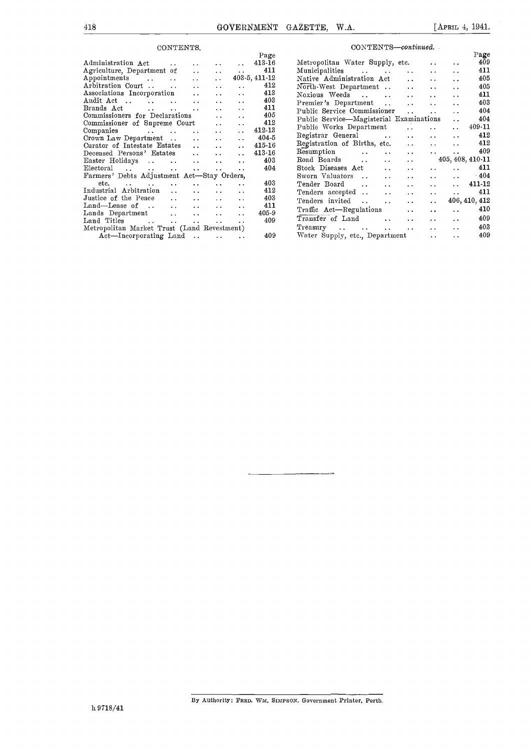## CONTENTS.

| | Page |
|---|---|
| Administration Act | 413-16 |
| Agriculture, Department of | 411 |
| Appointments | 403-5, 411-12 |
| Arbitration Court | 412 |
| Associations Incorporation | 413 |
| Audit Act | 403 |
| Brands Act | 411 |
| Commissioners for Declarations | 405 |
| Commissioner of Supreme Court | 412 |
| Companies | 412-13 |
| Crown Law Department | 404-5 |
| Curator of Intestate Estates | 415-16 |
| Deceased Persons' Estates | 413-16 |
| Easter Holidays | 403 |
| Electoral | 404 |
| Farmers' Debts Adjustment Act—Stay Orders, etc. | 403 |
| Industrial Arbitration | 412 |
| Justice of the Peace | 403 |
| Land—Lease of | 411 |
| Lands Department | 405-9 |
| Land Titles | 409 |
| Metropolitan Market Trust (Land Revestment) Act—Incorporating Land | 409 |

## CONTENTS—*continued.*

| | Page |
|---|---|
| Metropolitan Water Supply, etc. | 409 |
| Municipalities | 411 |
| Native Administration Act | 405 |
| North-West Department | 405 |
| Noxious Weeds | 411 |
| Premier's Department | 403 |
| Public Service Commissioner | 404 |
| Public Service—Magisterial Examinations | 404 |
| Public Works Department | 409-11 |
| Registrar General | 412 |
| Registration of Births, etc. | 412 |
| Resumption | 409 |
| Road Boards | 405, 408, 410-11 |
| Stock Diseases Act | 411 |
| Sworn Valuators | 404 |
| Tender Board | 411-12 |
| Tenders accepted | 411 |
| Tenders invited | 406, 410, 412 |
| Traffic Act—Regulations | 410 |
| Transfer of Land | 409 |
| Treasury | 403 |
| Water Supply, etc., Department | 409 |

---

By Authority: FRED. WM. SIMPSON, Government Printer, Perth.

h 9718/41